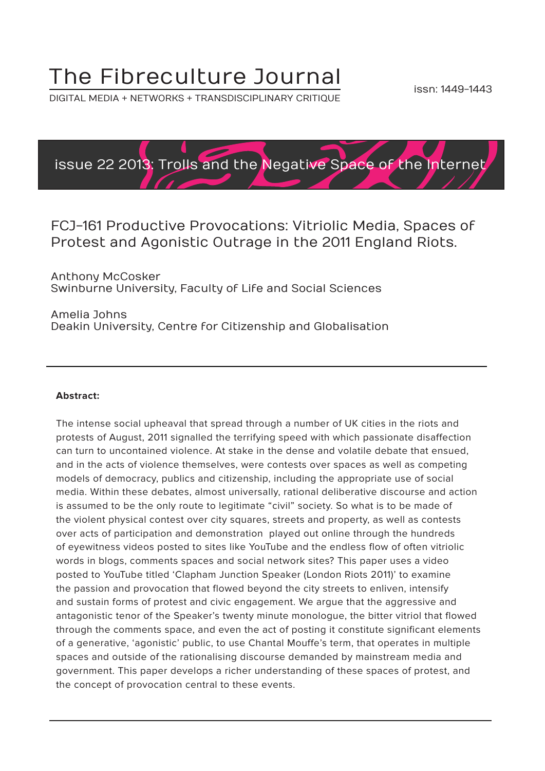# The Fibreculture Journal

DIGITAL MEDIA + NETWORKS + TRANSDISCIPLINARY CRITIQUE

issn: 1449-1443

issue 22 2013: Trolls and the Negative Space of the Internet

## FCJ-161 Productive Provocations: Vitriolic Media, Spaces of Protest and Agonistic Outrage in the 2011 England Riots.

Anthony McCosker
Swinburne University, Faculty of Life and Social Sciences

Amelia Johns
Deakin University, Centre for Citizenship and Globalisation

---

**Abstract:**

The intense social upheaval that spread through a number of UK cities in the riots and protests of August, 2011 signalled the terrifying speed with which passionate disaffection can turn to uncontained violence. At stake in the dense and volatile debate that ensued, and in the acts of violence themselves, were contests over spaces as well as competing models of democracy, publics and citizenship, including the appropriate use of social media. Within these debates, almost universally, rational deliberative discourse and action is assumed to be the only route to legitimate "civil" society. So what is to be made of the violent physical contest over city squares, streets and property, as well as contests over acts of participation and demonstration played out online through the hundreds of eyewitness videos posted to sites like YouTube and the endless flow of often vitriolic words in blogs, comments spaces and social network sites? This paper uses a video posted to YouTube titled 'Clapham Junction Speaker (London Riots 2011)' to examine the passion and provocation that flowed beyond the city streets to enliven, intensify and sustain forms of protest and civic engagement. We argue that the aggressive and antagonistic tenor of the Speaker's twenty minute monologue, the bitter vitriol that flowed through the comments space, and even the act of posting it constitute significant elements of a generative, 'agonistic' public, to use Chantal Mouffe's term, that operates in multiple spaces and outside of the rationalising discourse demanded by mainstream media and government. This paper develops a richer understanding of these spaces of protest, and the concept of provocation central to these events.

---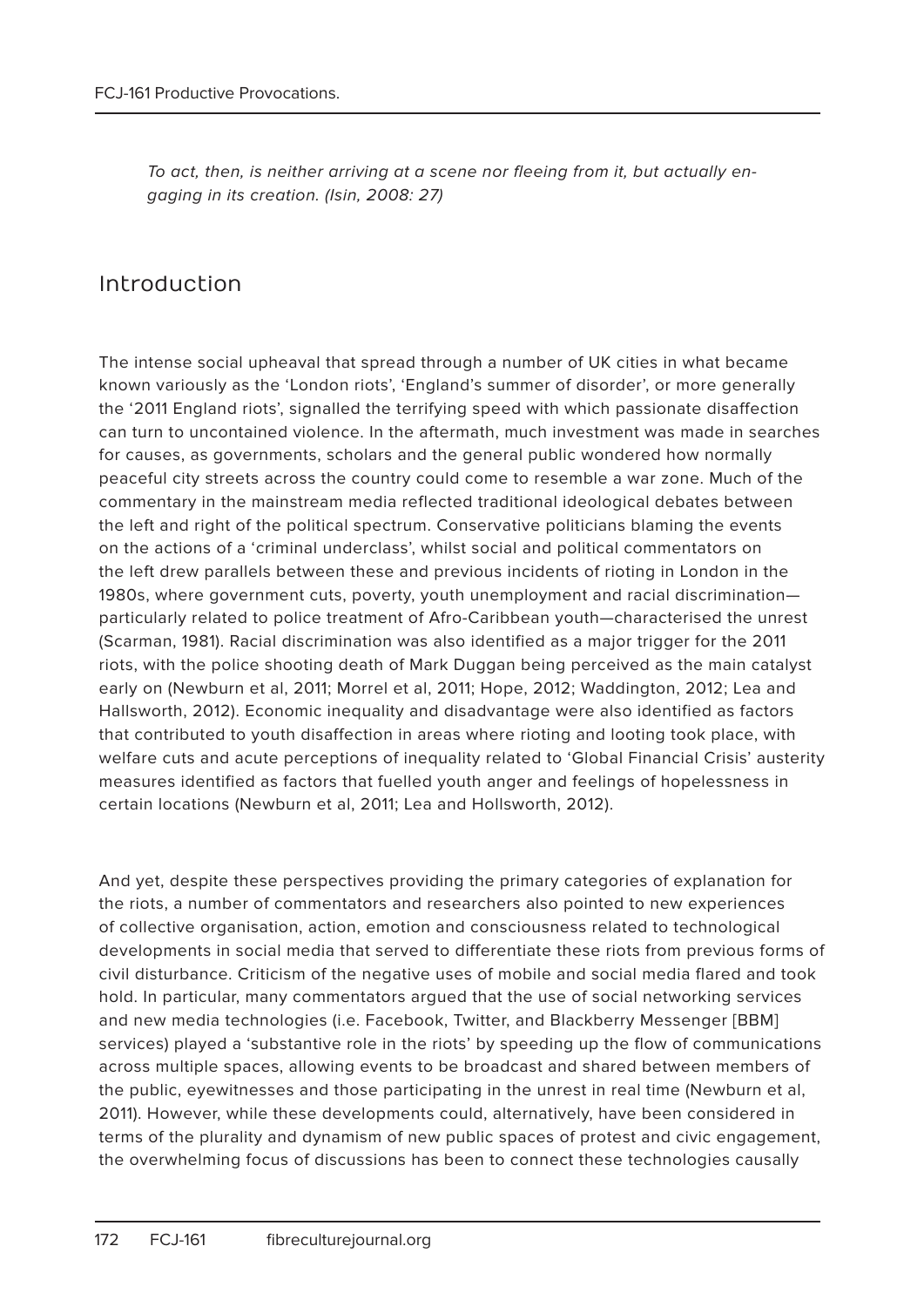*To act, then, is neither arriving at a scene nor fleeing from it, but actually engaging in its creation. (Isin, 2008: 27)*

## Introduction

The intense social upheaval that spread through a number of UK cities in what became known variously as the 'London riots', 'England's summer of disorder', or more generally the '2011 England riots', signalled the terrifying speed with which passionate disaffection can turn to uncontained violence. In the aftermath, much investment was made in searches for causes, as governments, scholars and the general public wondered how normally peaceful city streets across the country could come to resemble a war zone. Much of the commentary in the mainstream media reflected traditional ideological debates between the left and right of the political spectrum. Conservative politicians blaming the events on the actions of a 'criminal underclass', whilst social and political commentators on the left drew parallels between these and previous incidents of rioting in London in the 1980s, where government cuts, poverty, youth unemployment and racial discrimination—particularly related to police treatment of Afro-Caribbean youth—characterised the unrest (Scarman, 1981). Racial discrimination was also identified as a major trigger for the 2011 riots, with the police shooting death of Mark Duggan being perceived as the main catalyst early on (Newburn et al, 2011; Morrel et al, 2011; Hope, 2012; Waddington, 2012; Lea and Hallsworth, 2012). Economic inequality and disadvantage were also identified as factors that contributed to youth disaffection in areas where rioting and looting took place, with welfare cuts and acute perceptions of inequality related to 'Global Financial Crisis' austerity measures identified as factors that fuelled youth anger and feelings of hopelessness in certain locations (Newburn et al, 2011; Lea and Hollsworth, 2012).

And yet, despite these perspectives providing the primary categories of explanation for the riots, a number of commentators and researchers also pointed to new experiences of collective organisation, action, emotion and consciousness related to technological developments in social media that served to differentiate these riots from previous forms of civil disturbance. Criticism of the negative uses of mobile and social media flared and took hold. In particular, many commentators argued that the use of social networking services and new media technologies (i.e. Facebook, Twitter, and Blackberry Messenger [BBM] services) played a 'substantive role in the riots' by speeding up the flow of communications across multiple spaces, allowing events to be broadcast and shared between members of the public, eyewitnesses and those participating in the unrest in real time (Newburn et al, 2011). However, while these developments could, alternatively, have been considered in terms of the plurality and dynamism of new public spaces of protest and civic engagement, the overwhelming focus of discussions has been to connect these technologies causally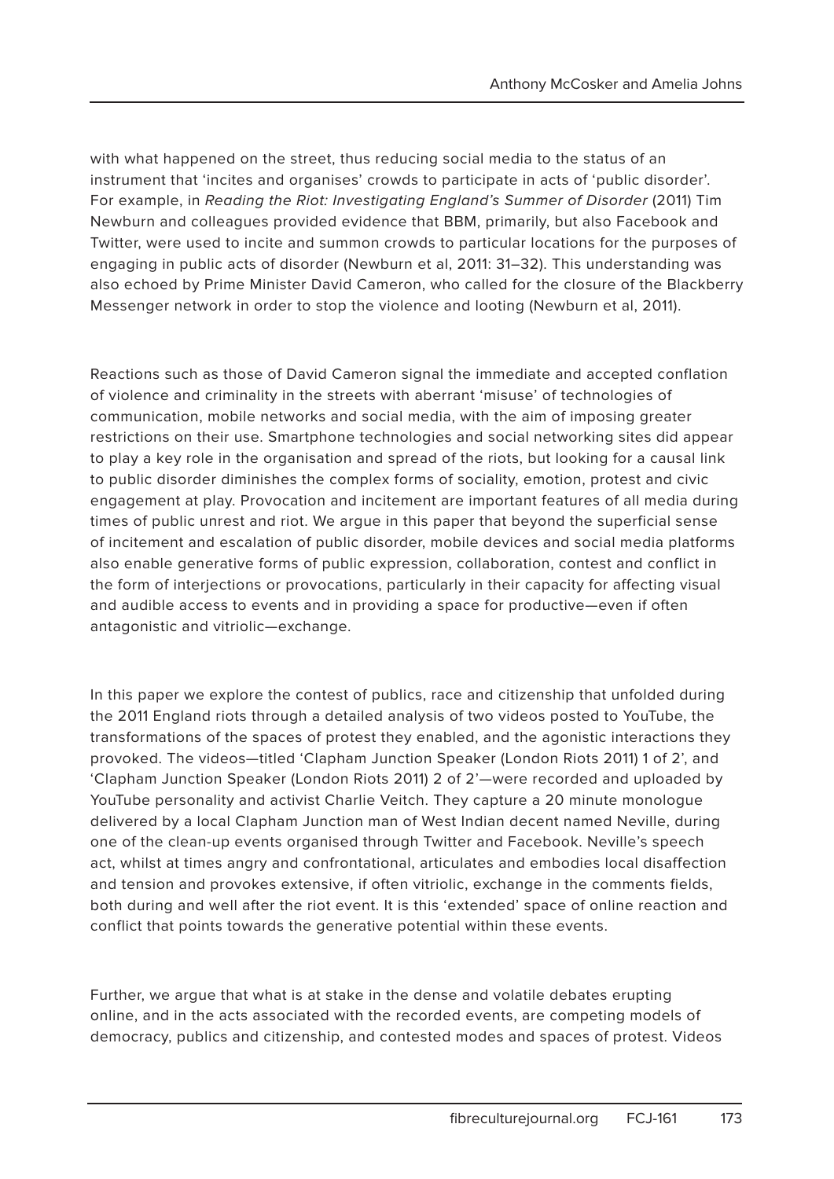with what happened on the street, thus reducing social media to the status of an instrument that 'incites and organises' crowds to participate in acts of 'public disorder'. For example, in *Reading the Riot: Investigating England's Summer of Disorder* (2011) Tim Newburn and colleagues provided evidence that BBM, primarily, but also Facebook and Twitter, were used to incite and summon crowds to particular locations for the purposes of engaging in public acts of disorder (Newburn et al, 2011: 31–32). This understanding was also echoed by Prime Minister David Cameron, who called for the closure of the Blackberry Messenger network in order to stop the violence and looting (Newburn et al, 2011).

Reactions such as those of David Cameron signal the immediate and accepted conflation of violence and criminality in the streets with aberrant 'misuse' of technologies of communication, mobile networks and social media, with the aim of imposing greater restrictions on their use. Smartphone technologies and social networking sites did appear to play a key role in the organisation and spread of the riots, but looking for a causal link to public disorder diminishes the complex forms of sociality, emotion, protest and civic engagement at play. Provocation and incitement are important features of all media during times of public unrest and riot. We argue in this paper that beyond the superficial sense of incitement and escalation of public disorder, mobile devices and social media platforms also enable generative forms of public expression, collaboration, contest and conflict in the form of interjections or provocations, particularly in their capacity for affecting visual and audible access to events and in providing a space for productive—even if often antagonistic and vitriolic—exchange.

In this paper we explore the contest of publics, race and citizenship that unfolded during the 2011 England riots through a detailed analysis of two videos posted to YouTube, the transformations of the spaces of protest they enabled, and the agonistic interactions they provoked. The videos—titled 'Clapham Junction Speaker (London Riots 2011) 1 of 2', and 'Clapham Junction Speaker (London Riots 2011) 2 of 2'—were recorded and uploaded by YouTube personality and activist Charlie Veitch. They capture a 20 minute monologue delivered by a local Clapham Junction man of West Indian decent named Neville, during one of the clean-up events organised through Twitter and Facebook. Neville's speech act, whilst at times angry and confrontational, articulates and embodies local disaffection and tension and provokes extensive, if often vitriolic, exchange in the comments fields, both during and well after the riot event. It is this 'extended' space of online reaction and conflict that points towards the generative potential within these events.

Further, we argue that what is at stake in the dense and volatile debates erupting online, and in the acts associated with the recorded events, are competing models of democracy, publics and citizenship, and contested modes and spaces of protest. Videos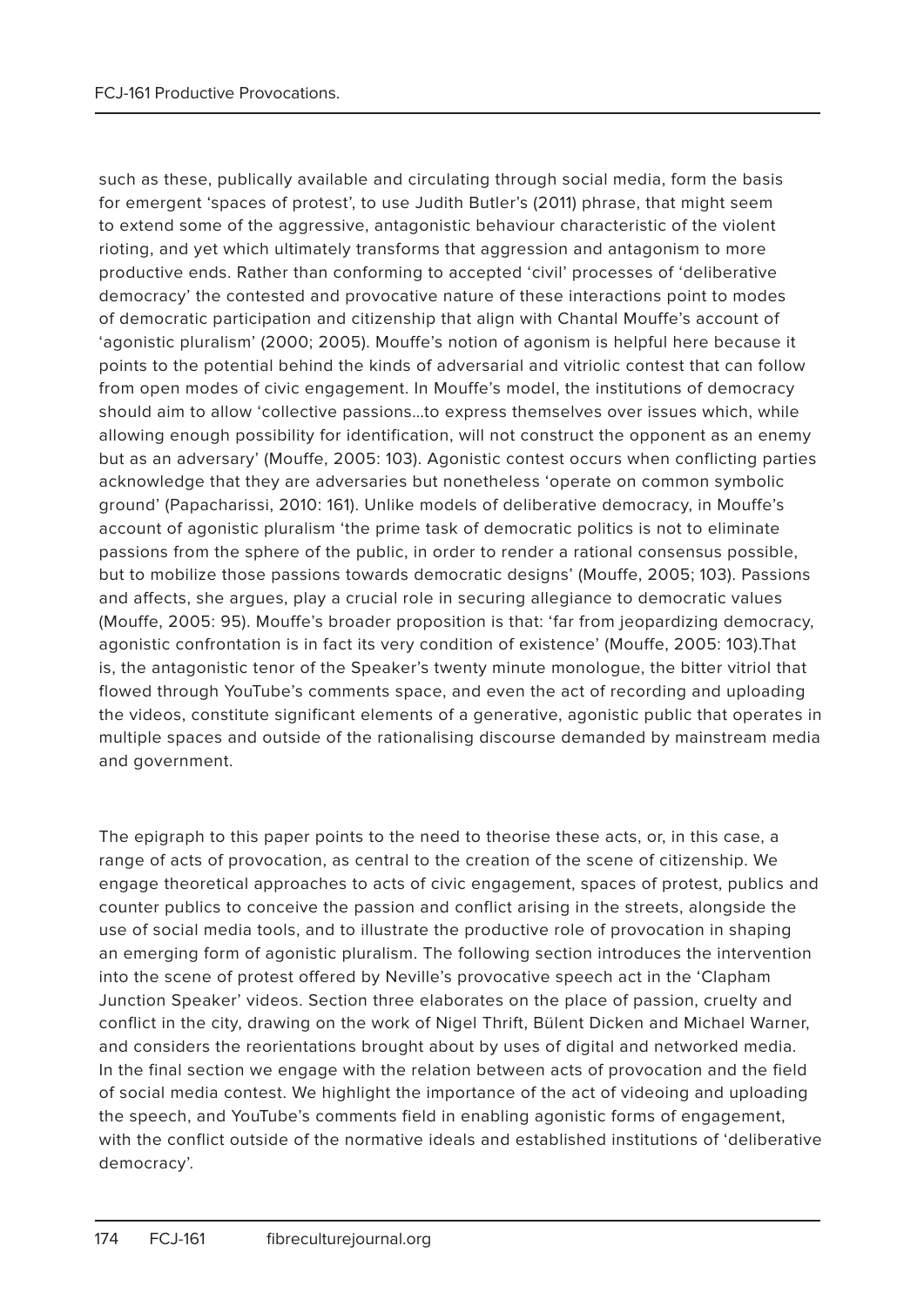such as these, publically available and circulating through social media, form the basis for emergent 'spaces of protest', to use Judith Butler's (2011) phrase, that might seem to extend some of the aggressive, antagonistic behaviour characteristic of the violent rioting, and yet which ultimately transforms that aggression and antagonism to more productive ends. Rather than conforming to accepted 'civil' processes of 'deliberative democracy' the contested and provocative nature of these interactions point to modes of democratic participation and citizenship that align with Chantal Mouffe's account of 'agonistic pluralism' (2000; 2005). Mouffe's notion of agonism is helpful here because it points to the potential behind the kinds of adversarial and vitriolic contest that can follow from open modes of civic engagement. In Mouffe's model, the institutions of democracy should aim to allow 'collective passions…to express themselves over issues which, while allowing enough possibility for identification, will not construct the opponent as an enemy but as an adversary' (Mouffe, 2005: 103). Agonistic contest occurs when conflicting parties acknowledge that they are adversaries but nonetheless 'operate on common symbolic ground' (Papacharissi, 2010: 161). Unlike models of deliberative democracy, in Mouffe's account of agonistic pluralism 'the prime task of democratic politics is not to eliminate passions from the sphere of the public, in order to render a rational consensus possible, but to mobilize those passions towards democratic designs' (Mouffe, 2005; 103). Passions and affects, she argues, play a crucial role in securing allegiance to democratic values (Mouffe, 2005: 95). Mouffe's broader proposition is that: 'far from jeopardizing democracy, agonistic confrontation is in fact its very condition of existence' (Mouffe, 2005: 103).That is, the antagonistic tenor of the Speaker's twenty minute monologue, the bitter vitriol that flowed through YouTube's comments space, and even the act of recording and uploading the videos, constitute significant elements of a generative, agonistic public that operates in multiple spaces and outside of the rationalising discourse demanded by mainstream media and government.

The epigraph to this paper points to the need to theorise these acts, or, in this case, a range of acts of provocation, as central to the creation of the scene of citizenship. We engage theoretical approaches to acts of civic engagement, spaces of protest, publics and counter publics to conceive the passion and conflict arising in the streets, alongside the use of social media tools, and to illustrate the productive role of provocation in shaping an emerging form of agonistic pluralism. The following section introduces the intervention into the scene of protest offered by Neville's provocative speech act in the 'Clapham Junction Speaker' videos. Section three elaborates on the place of passion, cruelty and conflict in the city, drawing on the work of Nigel Thrift, Bülent Dicken and Michael Warner, and considers the reorientations brought about by uses of digital and networked media. In the final section we engage with the relation between acts of provocation and the field of social media contest. We highlight the importance of the act of videoing and uploading the speech, and YouTube's comments field in enabling agonistic forms of engagement, with the conflict outside of the normative ideals and established institutions of 'deliberative democracy'.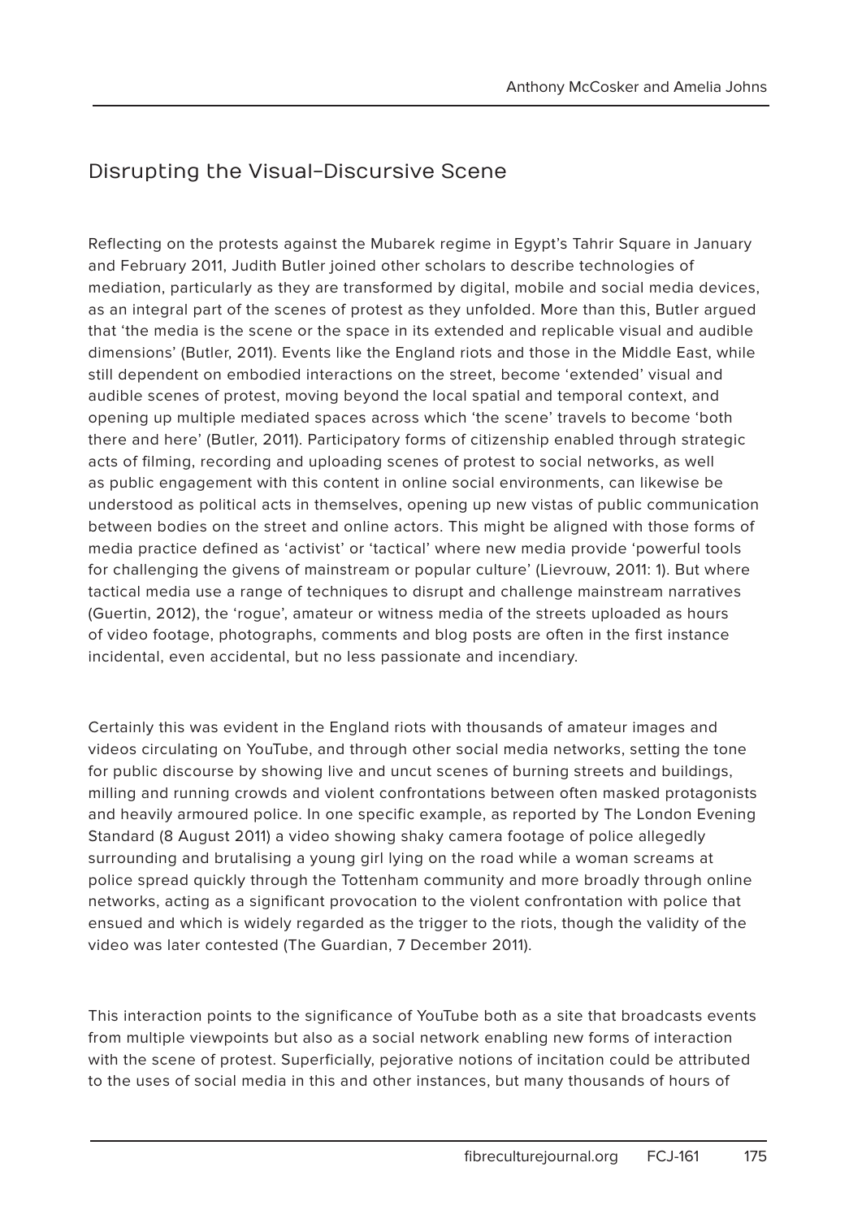## Disrupting the Visual-Discursive Scene

Reflecting on the protests against the Mubarek regime in Egypt's Tahrir Square in January and February 2011, Judith Butler joined other scholars to describe technologies of mediation, particularly as they are transformed by digital, mobile and social media devices, as an integral part of the scenes of protest as they unfolded. More than this, Butler argued that 'the media is the scene or the space in its extended and replicable visual and audible dimensions' (Butler, 2011). Events like the England riots and those in the Middle East, while still dependent on embodied interactions on the street, become 'extended' visual and audible scenes of protest, moving beyond the local spatial and temporal context, and opening up multiple mediated spaces across which 'the scene' travels to become 'both there and here' (Butler, 2011). Participatory forms of citizenship enabled through strategic acts of filming, recording and uploading scenes of protest to social networks, as well as public engagement with this content in online social environments, can likewise be understood as political acts in themselves, opening up new vistas of public communication between bodies on the street and online actors. This might be aligned with those forms of media practice defined as 'activist' or 'tactical' where new media provide 'powerful tools for challenging the givens of mainstream or popular culture' (Lievrouw, 2011: 1). But where tactical media use a range of techniques to disrupt and challenge mainstream narratives (Guertin, 2012), the 'rogue', amateur or witness media of the streets uploaded as hours of video footage, photographs, comments and blog posts are often in the first instance incidental, even accidental, but no less passionate and incendiary.

Certainly this was evident in the England riots with thousands of amateur images and videos circulating on YouTube, and through other social media networks, setting the tone for public discourse by showing live and uncut scenes of burning streets and buildings, milling and running crowds and violent confrontations between often masked protagonists and heavily armoured police. In one specific example, as reported by The London Evening Standard (8 August 2011) a video showing shaky camera footage of police allegedly surrounding and brutalising a young girl lying on the road while a woman screams at police spread quickly through the Tottenham community and more broadly through online networks, acting as a significant provocation to the violent confrontation with police that ensued and which is widely regarded as the trigger to the riots, though the validity of the video was later contested (The Guardian, 7 December 2011).

This interaction points to the significance of YouTube both as a site that broadcasts events from multiple viewpoints but also as a social network enabling new forms of interaction with the scene of protest. Superficially, pejorative notions of incitation could be attributed to the uses of social media in this and other instances, but many thousands of hours of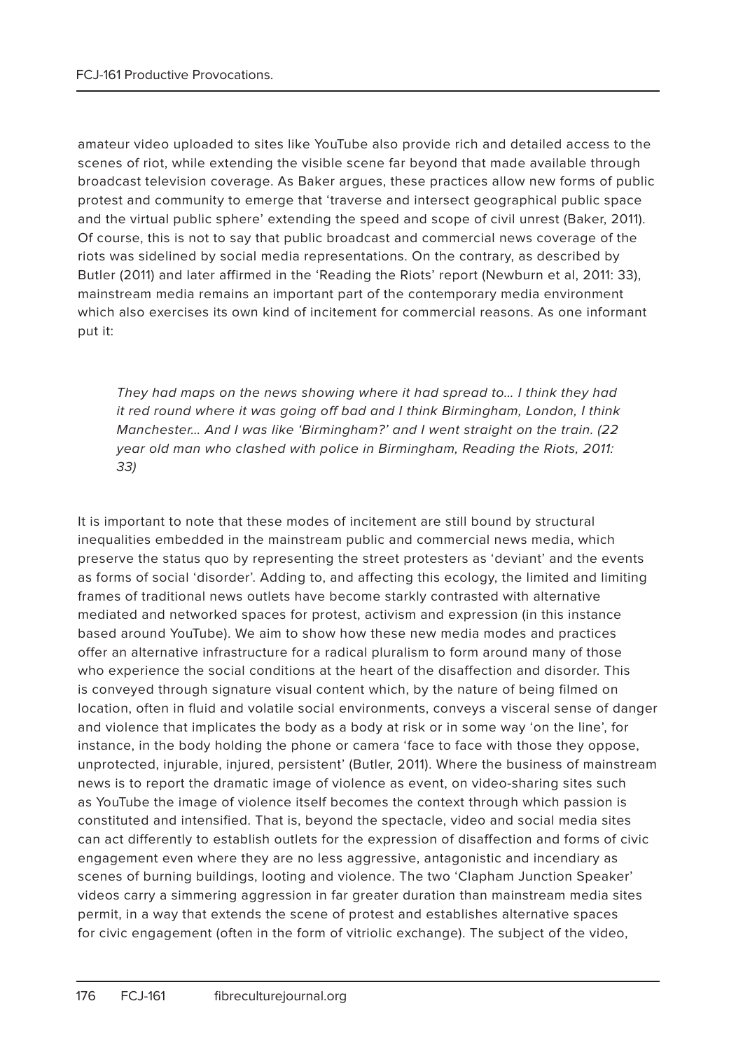amateur video uploaded to sites like YouTube also provide rich and detailed access to the scenes of riot, while extending the visible scene far beyond that made available through broadcast television coverage. As Baker argues, these practices allow new forms of public protest and community to emerge that 'traverse and intersect geographical public space and the virtual public sphere' extending the speed and scope of civil unrest (Baker, 2011). Of course, this is not to say that public broadcast and commercial news coverage of the riots was sidelined by social media representations. On the contrary, as described by Butler (2011) and later affirmed in the 'Reading the Riots' report (Newburn et al, 2011: 33), mainstream media remains an important part of the contemporary media environment which also exercises its own kind of incitement for commercial reasons. As one informant put it:

> *They had maps on the news showing where it had spread to… I think they had it red round where it was going off bad and I think Birmingham, London, I think Manchester… And I was like 'Birmingham?' and I went straight on the train. (22 year old man who clashed with police in Birmingham, Reading the Riots, 2011: 33)*

It is important to note that these modes of incitement are still bound by structural inequalities embedded in the mainstream public and commercial news media, which preserve the status quo by representing the street protesters as 'deviant' and the events as forms of social 'disorder'. Adding to, and affecting this ecology, the limited and limiting frames of traditional news outlets have become starkly contrasted with alternative mediated and networked spaces for protest, activism and expression (in this instance based around YouTube). We aim to show how these new media modes and practices offer an alternative infrastructure for a radical pluralism to form around many of those who experience the social conditions at the heart of the disaffection and disorder. This is conveyed through signature visual content which, by the nature of being filmed on location, often in fluid and volatile social environments, conveys a visceral sense of danger and violence that implicates the body as a body at risk or in some way 'on the line', for instance, in the body holding the phone or camera 'face to face with those they oppose, unprotected, injurable, injured, persistent' (Butler, 2011). Where the business of mainstream news is to report the dramatic image of violence as event, on video-sharing sites such as YouTube the image of violence itself becomes the context through which passion is constituted and intensified. That is, beyond the spectacle, video and social media sites can act differently to establish outlets for the expression of disaffection and forms of civic engagement even where they are no less aggressive, antagonistic and incendiary as scenes of burning buildings, looting and violence. The two 'Clapham Junction Speaker' videos carry a simmering aggression in far greater duration than mainstream media sites permit, in a way that extends the scene of protest and establishes alternative spaces for civic engagement (often in the form of vitriolic exchange). The subject of the video,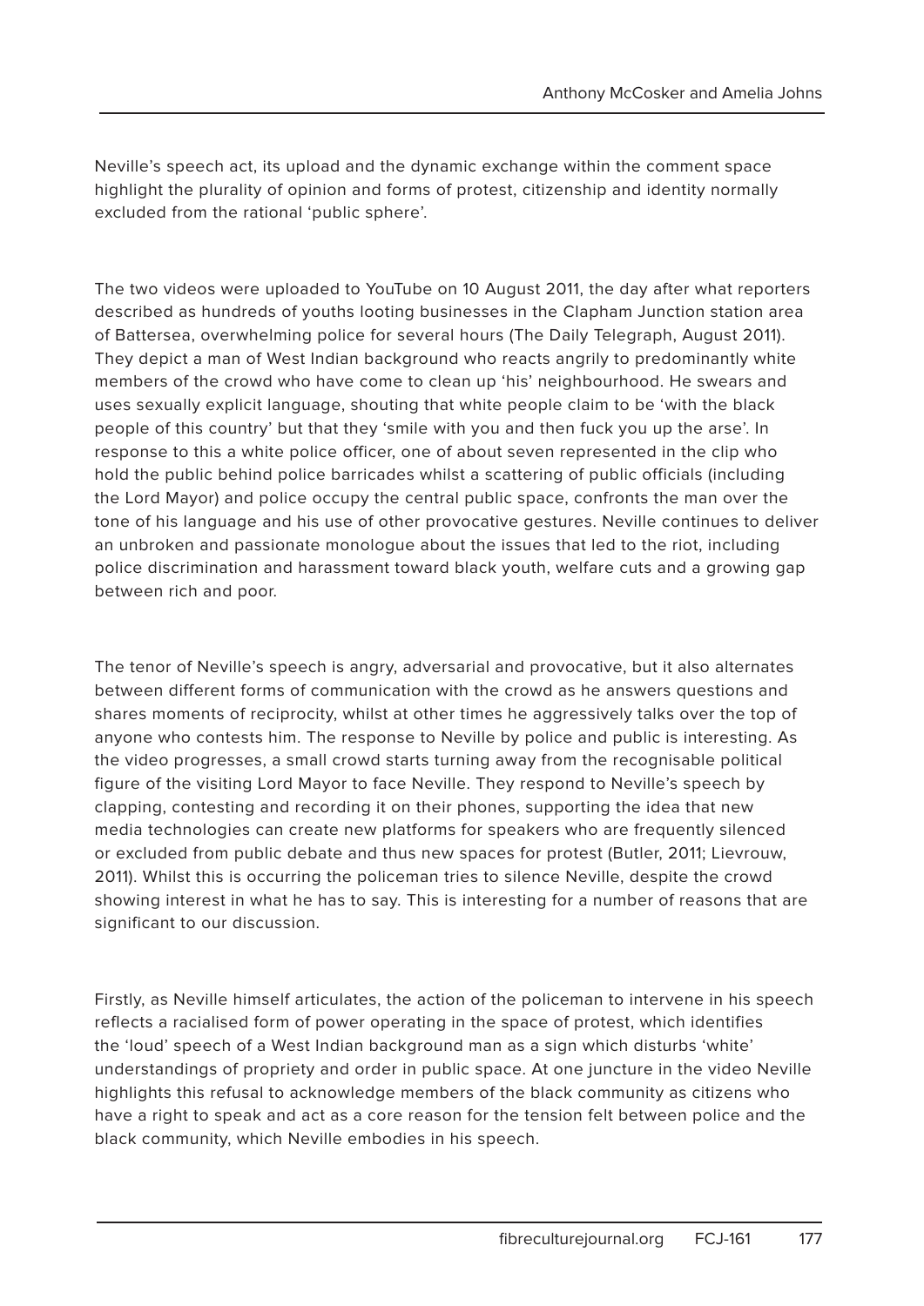Neville's speech act, its upload and the dynamic exchange within the comment space highlight the plurality of opinion and forms of protest, citizenship and identity normally excluded from the rational 'public sphere'.

The two videos were uploaded to YouTube on 10 August 2011, the day after what reporters described as hundreds of youths looting businesses in the Clapham Junction station area of Battersea, overwhelming police for several hours (The Daily Telegraph, August 2011). They depict a man of West Indian background who reacts angrily to predominantly white members of the crowd who have come to clean up 'his' neighbourhood. He swears and uses sexually explicit language, shouting that white people claim to be 'with the black people of this country' but that they 'smile with you and then fuck you up the arse'. In response to this a white police officer, one of about seven represented in the clip who hold the public behind police barricades whilst a scattering of public officials (including the Lord Mayor) and police occupy the central public space, confronts the man over the tone of his language and his use of other provocative gestures. Neville continues to deliver an unbroken and passionate monologue about the issues that led to the riot, including police discrimination and harassment toward black youth, welfare cuts and a growing gap between rich and poor.

The tenor of Neville's speech is angry, adversarial and provocative, but it also alternates between different forms of communication with the crowd as he answers questions and shares moments of reciprocity, whilst at other times he aggressively talks over the top of anyone who contests him. The response to Neville by police and public is interesting. As the video progresses, a small crowd starts turning away from the recognisable political figure of the visiting Lord Mayor to face Neville. They respond to Neville's speech by clapping, contesting and recording it on their phones, supporting the idea that new media technologies can create new platforms for speakers who are frequently silenced or excluded from public debate and thus new spaces for protest (Butler, 2011; Lievrouw, 2011). Whilst this is occurring the policeman tries to silence Neville, despite the crowd showing interest in what he has to say. This is interesting for a number of reasons that are significant to our discussion.

Firstly, as Neville himself articulates, the action of the policeman to intervene in his speech reflects a racialised form of power operating in the space of protest, which identifies the 'loud' speech of a West Indian background man as a sign which disturbs 'white' understandings of propriety and order in public space. At one juncture in the video Neville highlights this refusal to acknowledge members of the black community as citizens who have a right to speak and act as a core reason for the tension felt between police and the black community, which Neville embodies in his speech.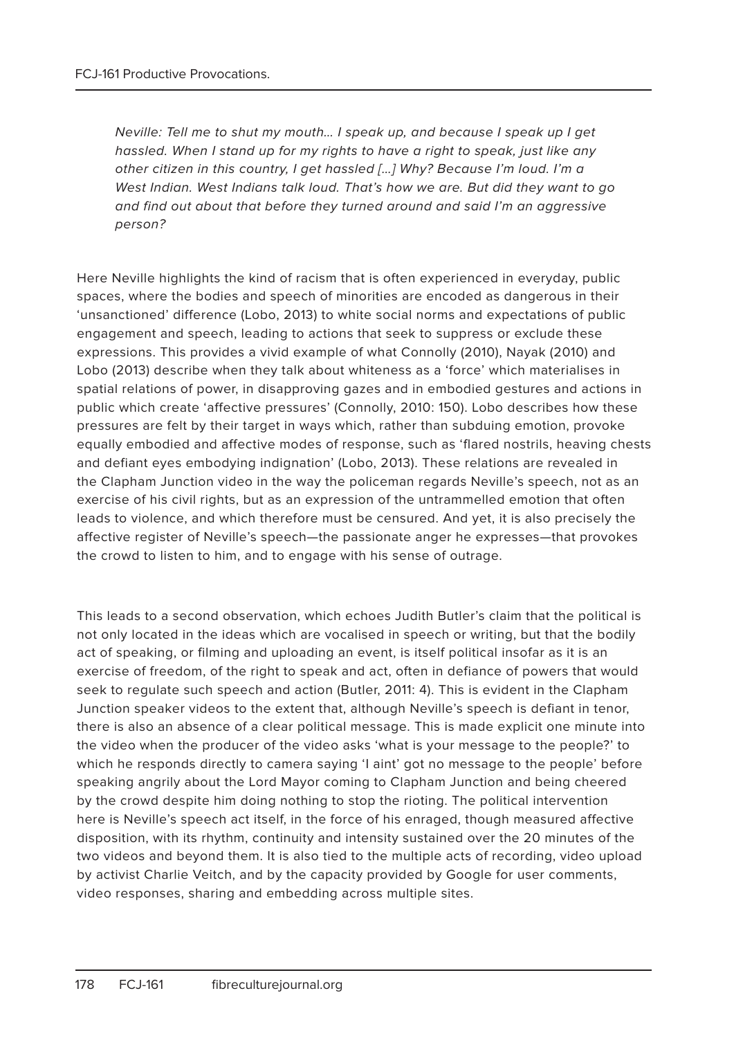*Neville: Tell me to shut my mouth… I speak up, and because I speak up I get hassled. When I stand up for my rights to have a right to speak, just like any other citizen in this country, I get hassled […] Why? Because I'm loud. I'm a West Indian. West Indians talk loud. That's how we are. But did they want to go and find out about that before they turned around and said I'm an aggressive person?*

Here Neville highlights the kind of racism that is often experienced in everyday, public spaces, where the bodies and speech of minorities are encoded as dangerous in their 'unsanctioned' difference (Lobo, 2013) to white social norms and expectations of public engagement and speech, leading to actions that seek to suppress or exclude these expressions. This provides a vivid example of what Connolly (2010), Nayak (2010) and Lobo (2013) describe when they talk about whiteness as a 'force' which materialises in spatial relations of power, in disapproving gazes and in embodied gestures and actions in public which create 'affective pressures' (Connolly, 2010: 150). Lobo describes how these pressures are felt by their target in ways which, rather than subduing emotion, provoke equally embodied and affective modes of response, such as 'flared nostrils, heaving chests and defiant eyes embodying indignation' (Lobo, 2013). These relations are revealed in the Clapham Junction video in the way the policeman regards Neville's speech, not as an exercise of his civil rights, but as an expression of the untrammelled emotion that often leads to violence, and which therefore must be censured. And yet, it is also precisely the affective register of Neville's speech—the passionate anger he expresses—that provokes the crowd to listen to him, and to engage with his sense of outrage.

This leads to a second observation, which echoes Judith Butler's claim that the political is not only located in the ideas which are vocalised in speech or writing, but that the bodily act of speaking, or filming and uploading an event, is itself political insofar as it is an exercise of freedom, of the right to speak and act, often in defiance of powers that would seek to regulate such speech and action (Butler, 2011: 4). This is evident in the Clapham Junction speaker videos to the extent that, although Neville's speech is defiant in tenor, there is also an absence of a clear political message. This is made explicit one minute into the video when the producer of the video asks 'what is your message to the people?' to which he responds directly to camera saying 'I aint' got no message to the people' before speaking angrily about the Lord Mayor coming to Clapham Junction and being cheered by the crowd despite him doing nothing to stop the rioting. The political intervention here is Neville's speech act itself, in the force of his enraged, though measured affective disposition, with its rhythm, continuity and intensity sustained over the 20 minutes of the two videos and beyond them. It is also tied to the multiple acts of recording, video upload by activist Charlie Veitch, and by the capacity provided by Google for user comments, video responses, sharing and embedding across multiple sites.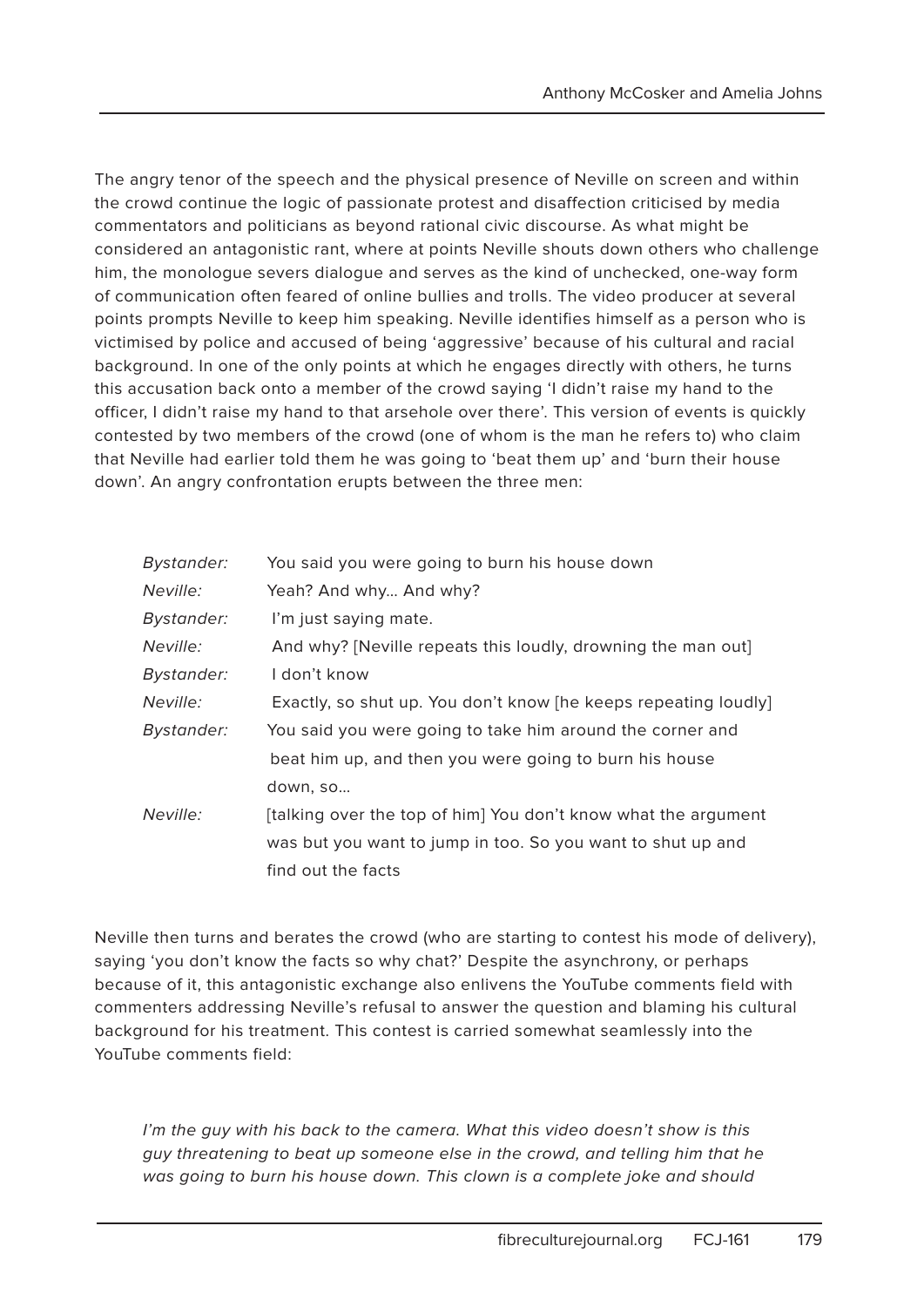The angry tenor of the speech and the physical presence of Neville on screen and within the crowd continue the logic of passionate protest and disaffection criticised by media commentators and politicians as beyond rational civic discourse. As what might be considered an antagonistic rant, where at points Neville shouts down others who challenge him, the monologue severs dialogue and serves as the kind of unchecked, one-way form of communication often feared of online bullies and trolls. The video producer at several points prompts Neville to keep him speaking. Neville identifies himself as a person who is victimised by police and accused of being 'aggressive' because of his cultural and racial background. In one of the only points at which he engages directly with others, he turns this accusation back onto a member of the crowd saying 'I didn't raise my hand to the officer, I didn't raise my hand to that arsehole over there'. This version of events is quickly contested by two members of the crowd (one of whom is the man he refers to) who claim that Neville had earlier told them he was going to 'beat them up' and 'burn their house down'. An angry confrontation erupts between the three men:

| | |
|---|---|
| *Bystander:* | You said you were going to burn his house down |
| *Neville:* | Yeah? And why... And why? |
| *Bystander:* | I'm just saying mate. |
| *Neville:* | And why? [Neville repeats this loudly, drowning the man out] |
| *Bystander:* | I don't know |
| *Neville:* | Exactly, so shut up. You don't know [he keeps repeating loudly] |
| *Bystander:* | You said you were going to take him around the corner and beat him up, and then you were going to burn his house down, so... |
| *Neville:* | [talking over the top of him] You don't know what the argument was but you want to jump in too. So you want to shut up and find out the facts |

Neville then turns and berates the crowd (who are starting to contest his mode of delivery), saying 'you don't know the facts so why chat?' Despite the asynchrony, or perhaps because of it, this antagonistic exchange also enlivens the YouTube comments field with commenters addressing Neville's refusal to answer the question and blaming his cultural background for his treatment. This contest is carried somewhat seamlessly into the YouTube comments field:

> *I'm the guy with his back to the camera. What this video doesn't show is this guy threatening to beat up someone else in the crowd, and telling him that he was going to burn his house down. This clown is a complete joke and should*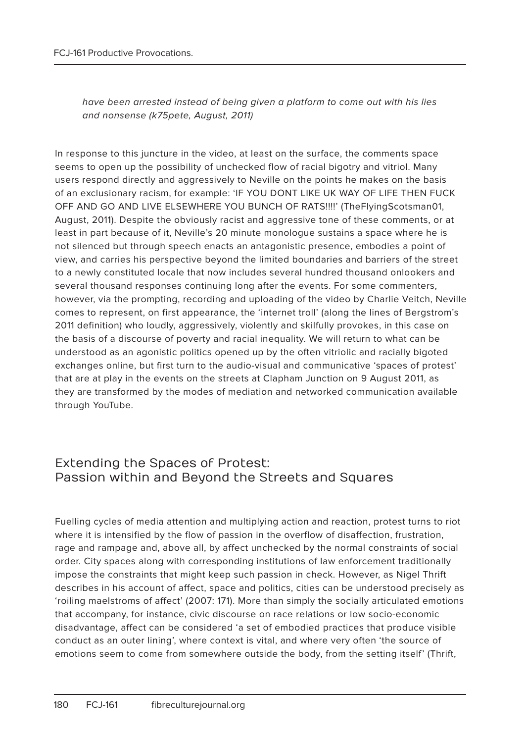*have been arrested instead of being given a platform to come out with his lies and nonsense (k75pete, August, 2011)*

In response to this juncture in the video, at least on the surface, the comments space seems to open up the possibility of unchecked flow of racial bigotry and vitriol. Many users respond directly and aggressively to Neville on the points he makes on the basis of an exclusionary racism, for example: 'IF YOU DONT LIKE UK WAY OF LIFE THEN FUCK OFF AND GO AND LIVE ELSEWHERE YOU BUNCH OF RATS!!!!' (TheFlyingScotsman01, August, 2011). Despite the obviously racist and aggressive tone of these comments, or at least in part because of it, Neville's 20 minute monologue sustains a space where he is not silenced but through speech enacts an antagonistic presence, embodies a point of view, and carries his perspective beyond the limited boundaries and barriers of the street to a newly constituted locale that now includes several hundred thousand onlookers and several thousand responses continuing long after the events. For some commenters, however, via the prompting, recording and uploading of the video by Charlie Veitch, Neville comes to represent, on first appearance, the 'internet troll' (along the lines of Bergstrom's 2011 definition) who loudly, aggressively, violently and skilfully provokes, in this case on the basis of a discourse of poverty and racial inequality. We will return to what can be understood as an agonistic politics opened up by the often vitriolic and racially bigoted exchanges online, but first turn to the audio-visual and communicative 'spaces of protest' that are at play in the events on the streets at Clapham Junction on 9 August 2011, as they are transformed by the modes of mediation and networked communication available through YouTube.

## Extending the Spaces of Protest: Passion within and Beyond the Streets and Squares

Fuelling cycles of media attention and multiplying action and reaction, protest turns to riot where it is intensified by the flow of passion in the overflow of disaffection, frustration, rage and rampage and, above all, by affect unchecked by the normal constraints of social order. City spaces along with corresponding institutions of law enforcement traditionally impose the constraints that might keep such passion in check. However, as Nigel Thrift describes in his account of affect, space and politics, cities can be understood precisely as 'roiling maelstroms of affect' (2007: 171). More than simply the socially articulated emotions that accompany, for instance, civic discourse on race relations or low socio-economic disadvantage, affect can be considered 'a set of embodied practices that produce visible conduct as an outer lining', where context is vital, and where very often 'the source of emotions seem to come from somewhere outside the body, from the setting itself' (Thrift,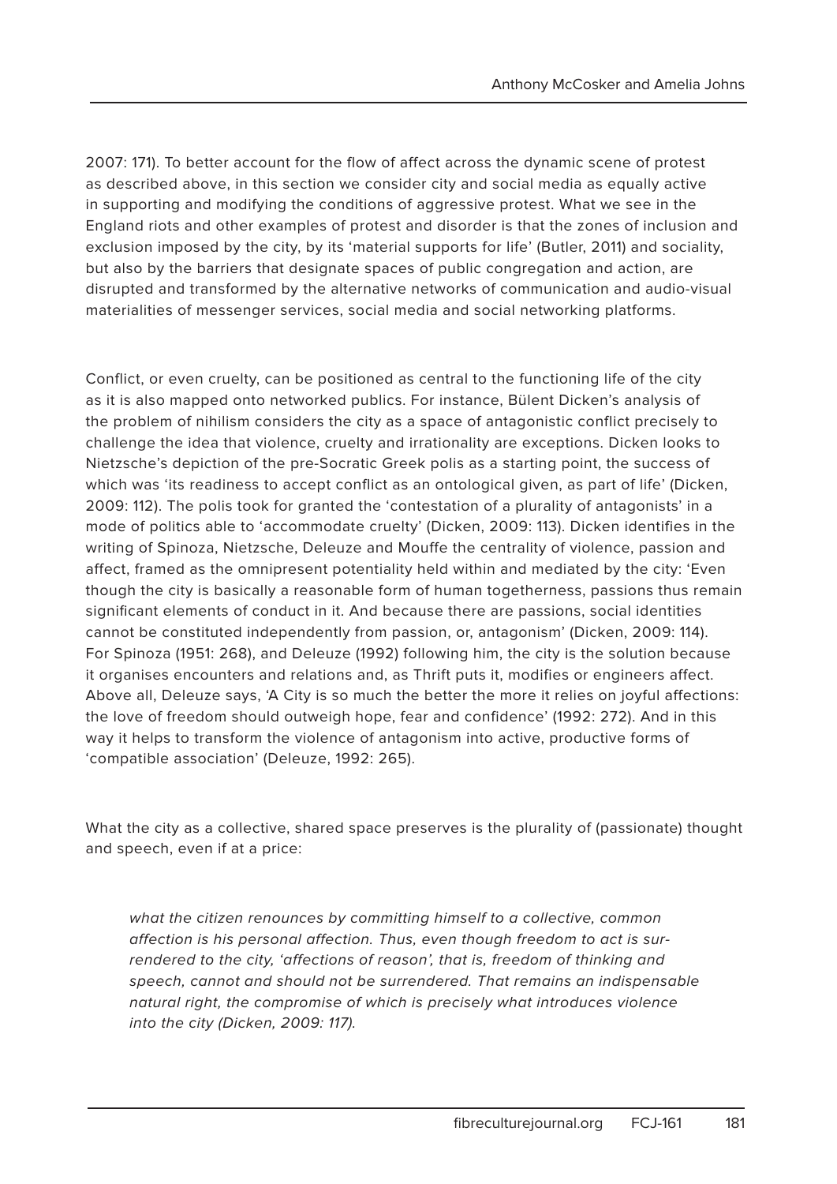2007: 171). To better account for the flow of affect across the dynamic scene of protest as described above, in this section we consider city and social media as equally active in supporting and modifying the conditions of aggressive protest. What we see in the England riots and other examples of protest and disorder is that the zones of inclusion and exclusion imposed by the city, by its 'material supports for life' (Butler, 2011) and sociality, but also by the barriers that designate spaces of public congregation and action, are disrupted and transformed by the alternative networks of communication and audio-visual materialities of messenger services, social media and social networking platforms.

Conflict, or even cruelty, can be positioned as central to the functioning life of the city as it is also mapped onto networked publics. For instance, Bülent Dicken's analysis of the problem of nihilism considers the city as a space of antagonistic conflict precisely to challenge the idea that violence, cruelty and irrationality are exceptions. Dicken looks to Nietzsche's depiction of the pre-Socratic Greek polis as a starting point, the success of which was 'its readiness to accept conflict as an ontological given, as part of life' (Dicken, 2009: 112). The polis took for granted the 'contestation of a plurality of antagonists' in a mode of politics able to 'accommodate cruelty' (Dicken, 2009: 113). Dicken identifies in the writing of Spinoza, Nietzsche, Deleuze and Mouffe the centrality of violence, passion and affect, framed as the omnipresent potentiality held within and mediated by the city: 'Even though the city is basically a reasonable form of human togetherness, passions thus remain significant elements of conduct in it. And because there are passions, social identities cannot be constituted independently from passion, or, antagonism' (Dicken, 2009: 114). For Spinoza (1951: 268), and Deleuze (1992) following him, the city is the solution because it organises encounters and relations and, as Thrift puts it, modifies or engineers affect. Above all, Deleuze says, 'A City is so much the better the more it relies on joyful affections: the love of freedom should outweigh hope, fear and confidence' (1992: 272). And in this way it helps to transform the violence of antagonism into active, productive forms of 'compatible association' (Deleuze, 1992: 265).

What the city as a collective, shared space preserves is the plurality of (passionate) thought and speech, even if at a price:

> *what the citizen renounces by committing himself to a collective, common affection is his personal affection. Thus, even though freedom to act is surrendered to the city, 'affections of reason', that is, freedom of thinking and speech, cannot and should not be surrendered. That remains an indispensable natural right, the compromise of which is precisely what introduces violence into the city (Dicken, 2009: 117).*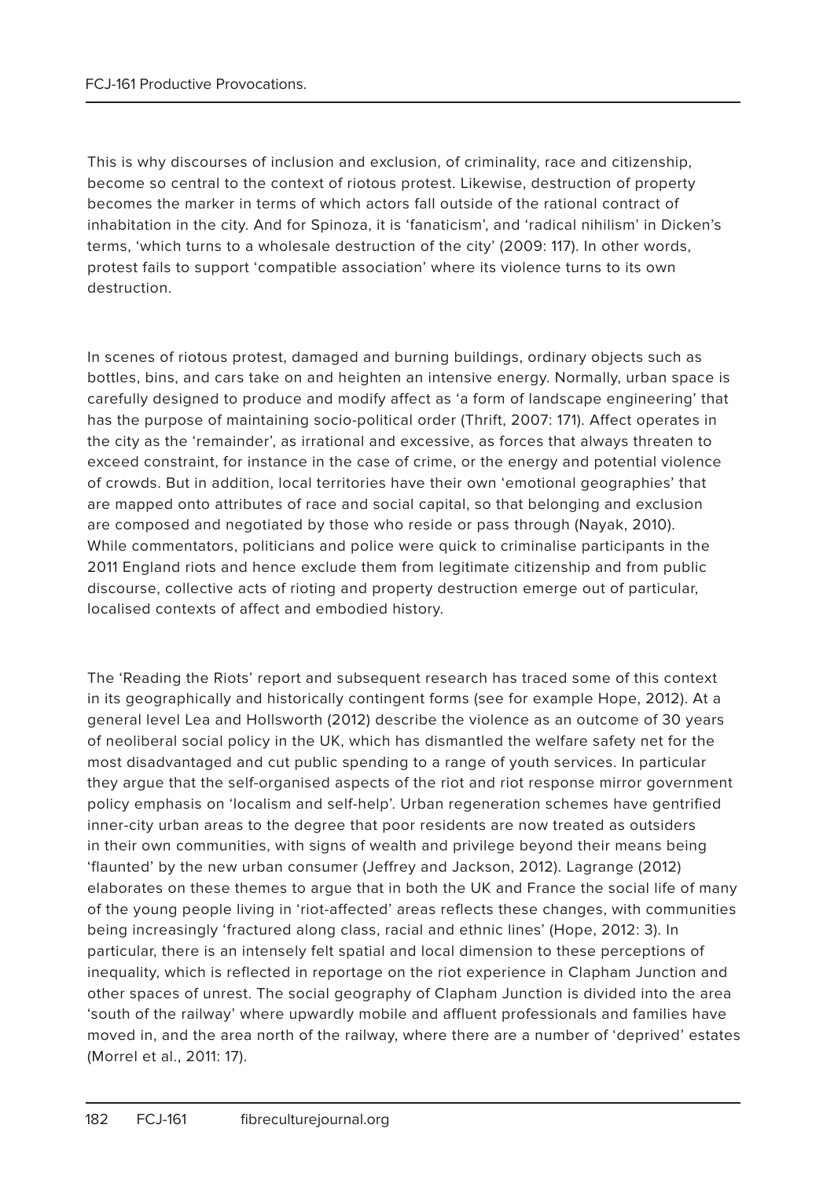This is why discourses of inclusion and exclusion, of criminality, race and citizenship, become so central to the context of riotous protest. Likewise, destruction of property becomes the marker in terms of which actors fall outside of the rational contract of inhabitation in the city. And for Spinoza, it is 'fanaticism', and 'radical nihilism' in Dicken's terms, 'which turns to a wholesale destruction of the city' (2009: 117). In other words, protest fails to support 'compatible association' where its violence turns to its own destruction.

In scenes of riotous protest, damaged and burning buildings, ordinary objects such as bottles, bins, and cars take on and heighten an intensive energy. Normally, urban space is carefully designed to produce and modify affect as 'a form of landscape engineering' that has the purpose of maintaining socio-political order (Thrift, 2007: 171). Affect operates in the city as the 'remainder', as irrational and excessive, as forces that always threaten to exceed constraint, for instance in the case of crime, or the energy and potential violence of crowds. But in addition, local territories have their own 'emotional geographies' that are mapped onto attributes of race and social capital, so that belonging and exclusion are composed and negotiated by those who reside or pass through (Nayak, 2010). While commentators, politicians and police were quick to criminalise participants in the 2011 England riots and hence exclude them from legitimate citizenship and from public discourse, collective acts of rioting and property destruction emerge out of particular, localised contexts of affect and embodied history.

The 'Reading the Riots' report and subsequent research has traced some of this context in its geographically and historically contingent forms (see for example Hope, 2012). At a general level Lea and Hollsworth (2012) describe the violence as an outcome of 30 years of neoliberal social policy in the UK, which has dismantled the welfare safety net for the most disadvantaged and cut public spending to a range of youth services. In particular they argue that the self-organised aspects of the riot and riot response mirror government policy emphasis on 'localism and self-help'. Urban regeneration schemes have gentrified inner-city urban areas to the degree that poor residents are now treated as outsiders in their own communities, with signs of wealth and privilege beyond their means being 'flaunted' by the new urban consumer (Jeffrey and Jackson, 2012). Lagrange (2012) elaborates on these themes to argue that in both the UK and France the social life of many of the young people living in 'riot-affected' areas reflects these changes, with communities being increasingly 'fractured along class, racial and ethnic lines' (Hope, 2012: 3). In particular, there is an intensely felt spatial and local dimension to these perceptions of inequality, which is reflected in reportage on the riot experience in Clapham Junction and other spaces of unrest. The social geography of Clapham Junction is divided into the area 'south of the railway' where upwardly mobile and affluent professionals and families have moved in, and the area north of the railway, where there are a number of 'deprived' estates (Morrel et al., 2011: 17).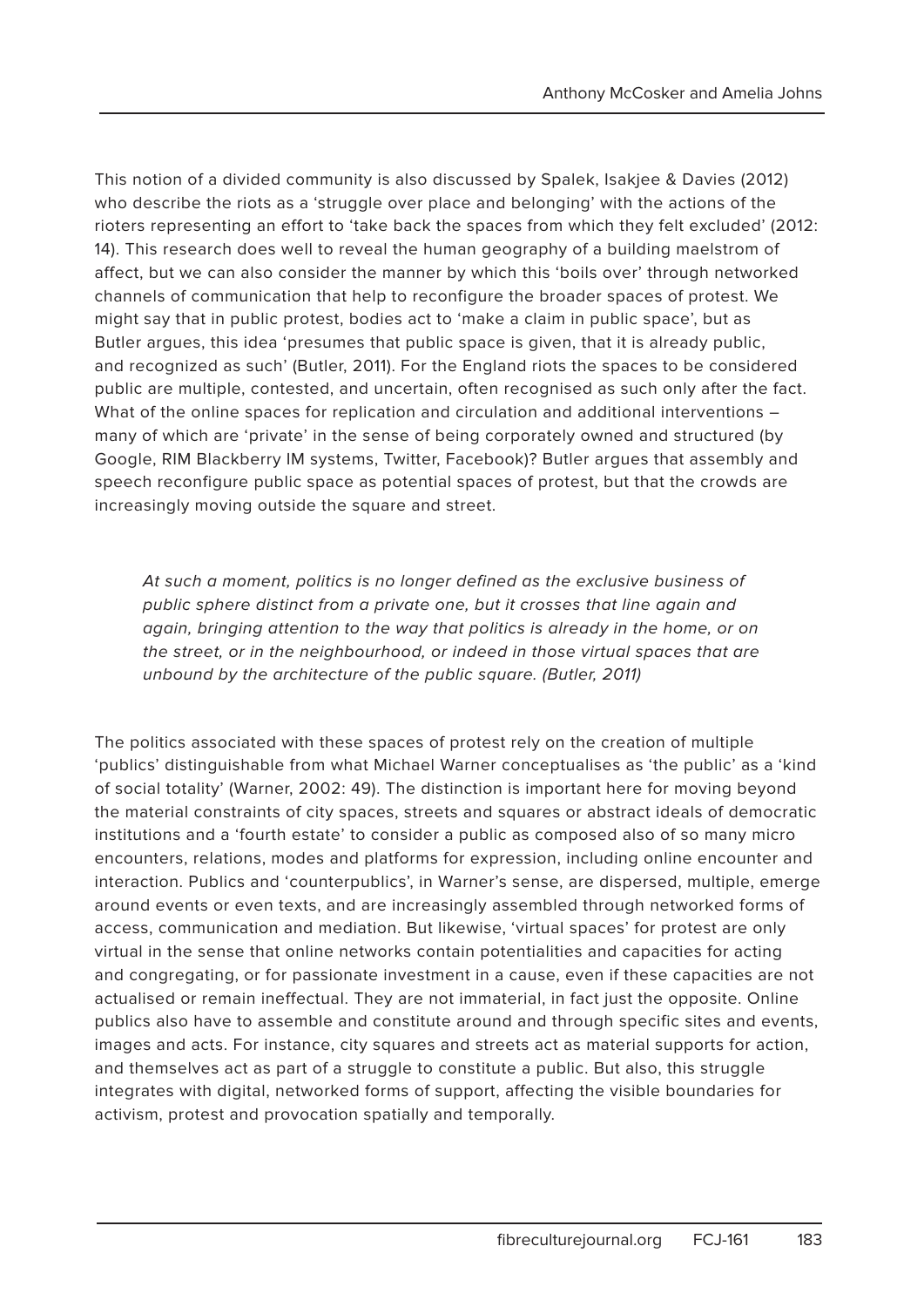This notion of a divided community is also discussed by Spalek, Isakjee & Davies (2012) who describe the riots as a 'struggle over place and belonging' with the actions of the rioters representing an effort to 'take back the spaces from which they felt excluded' (2012: 14). This research does well to reveal the human geography of a building maelstrom of affect, but we can also consider the manner by which this 'boils over' through networked channels of communication that help to reconfigure the broader spaces of protest. We might say that in public protest, bodies act to 'make a claim in public space', but as Butler argues, this idea 'presumes that public space is given, that it is already public, and recognized as such' (Butler, 2011). For the England riots the spaces to be considered public are multiple, contested, and uncertain, often recognised as such only after the fact. What of the online spaces for replication and circulation and additional interventions – many of which are 'private' in the sense of being corporately owned and structured (by Google, RIM Blackberry IM systems, Twitter, Facebook)? Butler argues that assembly and speech reconfigure public space as potential spaces of protest, but that the crowds are increasingly moving outside the square and street.

> *At such a moment, politics is no longer defined as the exclusive business of public sphere distinct from a private one, but it crosses that line again and again, bringing attention to the way that politics is already in the home, or on the street, or in the neighbourhood, or indeed in those virtual spaces that are unbound by the architecture of the public square. (Butler, 2011)*

The politics associated with these spaces of protest rely on the creation of multiple 'publics' distinguishable from what Michael Warner conceptualises as 'the public' as a 'kind of social totality' (Warner, 2002: 49). The distinction is important here for moving beyond the material constraints of city spaces, streets and squares or abstract ideals of democratic institutions and a 'fourth estate' to consider a public as composed also of so many micro encounters, relations, modes and platforms for expression, including online encounter and interaction. Publics and 'counterpublics', in Warner's sense, are dispersed, multiple, emerge around events or even texts, and are increasingly assembled through networked forms of access, communication and mediation. But likewise, 'virtual spaces' for protest are only virtual in the sense that online networks contain potentialities and capacities for acting and congregating, or for passionate investment in a cause, even if these capacities are not actualised or remain ineffectual. They are not immaterial, in fact just the opposite. Online publics also have to assemble and constitute around and through specific sites and events, images and acts. For instance, city squares and streets act as material supports for action, and themselves act as part of a struggle to constitute a public. But also, this struggle integrates with digital, networked forms of support, affecting the visible boundaries for activism, protest and provocation spatially and temporally.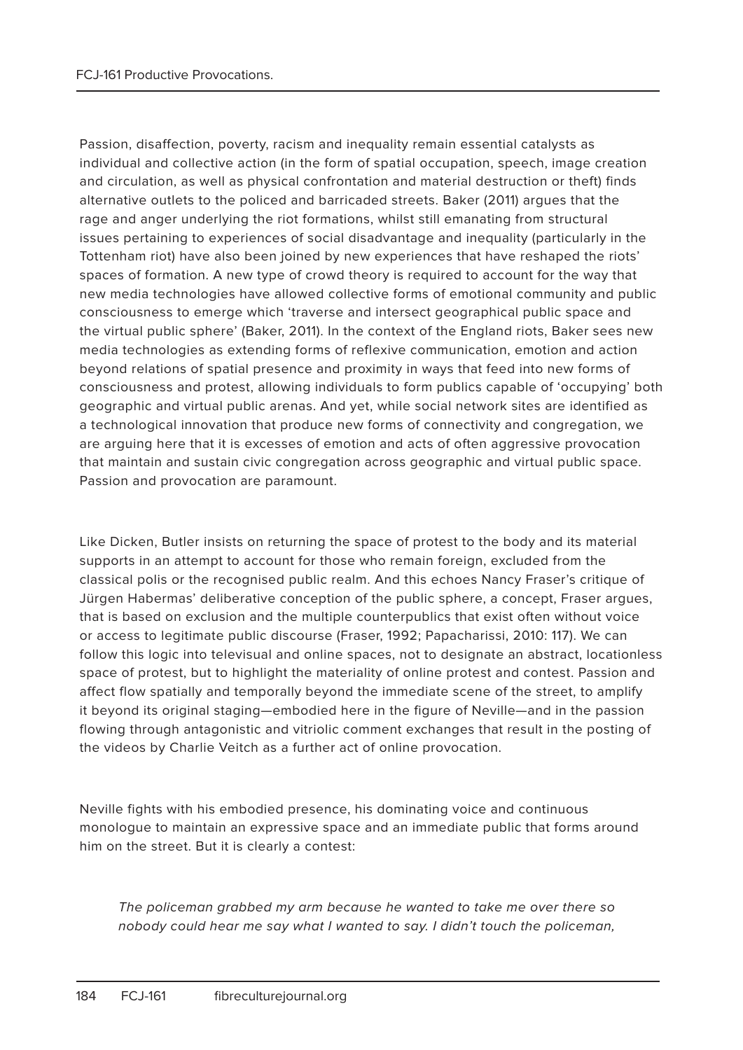Passion, disaffection, poverty, racism and inequality remain essential catalysts as individual and collective action (in the form of spatial occupation, speech, image creation and circulation, as well as physical confrontation and material destruction or theft) finds alternative outlets to the policed and barricaded streets. Baker (2011) argues that the rage and anger underlying the riot formations, whilst still emanating from structural issues pertaining to experiences of social disadvantage and inequality (particularly in the Tottenham riot) have also been joined by new experiences that have reshaped the riots' spaces of formation. A new type of crowd theory is required to account for the way that new media technologies have allowed collective forms of emotional community and public consciousness to emerge which 'traverse and intersect geographical public space and the virtual public sphere' (Baker, 2011). In the context of the England riots, Baker sees new media technologies as extending forms of reflexive communication, emotion and action beyond relations of spatial presence and proximity in ways that feed into new forms of consciousness and protest, allowing individuals to form publics capable of 'occupying' both geographic and virtual public arenas. And yet, while social network sites are identified as a technological innovation that produce new forms of connectivity and congregation, we are arguing here that it is excesses of emotion and acts of often aggressive provocation that maintain and sustain civic congregation across geographic and virtual public space. Passion and provocation are paramount.

Like Dicken, Butler insists on returning the space of protest to the body and its material supports in an attempt to account for those who remain foreign, excluded from the classical polis or the recognised public realm. And this echoes Nancy Fraser's critique of Jürgen Habermas' deliberative conception of the public sphere, a concept, Fraser argues, that is based on exclusion and the multiple counterpublics that exist often without voice or access to legitimate public discourse (Fraser, 1992; Papacharissi, 2010: 117). We can follow this logic into televisual and online spaces, not to designate an abstract, locationless space of protest, but to highlight the materiality of online protest and contest. Passion and affect flow spatially and temporally beyond the immediate scene of the street, to amplify it beyond its original staging—embodied here in the figure of Neville—and in the passion flowing through antagonistic and vitriolic comment exchanges that result in the posting of the videos by Charlie Veitch as a further act of online provocation.

Neville fights with his embodied presence, his dominating voice and continuous monologue to maintain an expressive space and an immediate public that forms around him on the street. But it is clearly a contest:

> *The policeman grabbed my arm because he wanted to take me over there so nobody could hear me say what I wanted to say. I didn't touch the policeman,*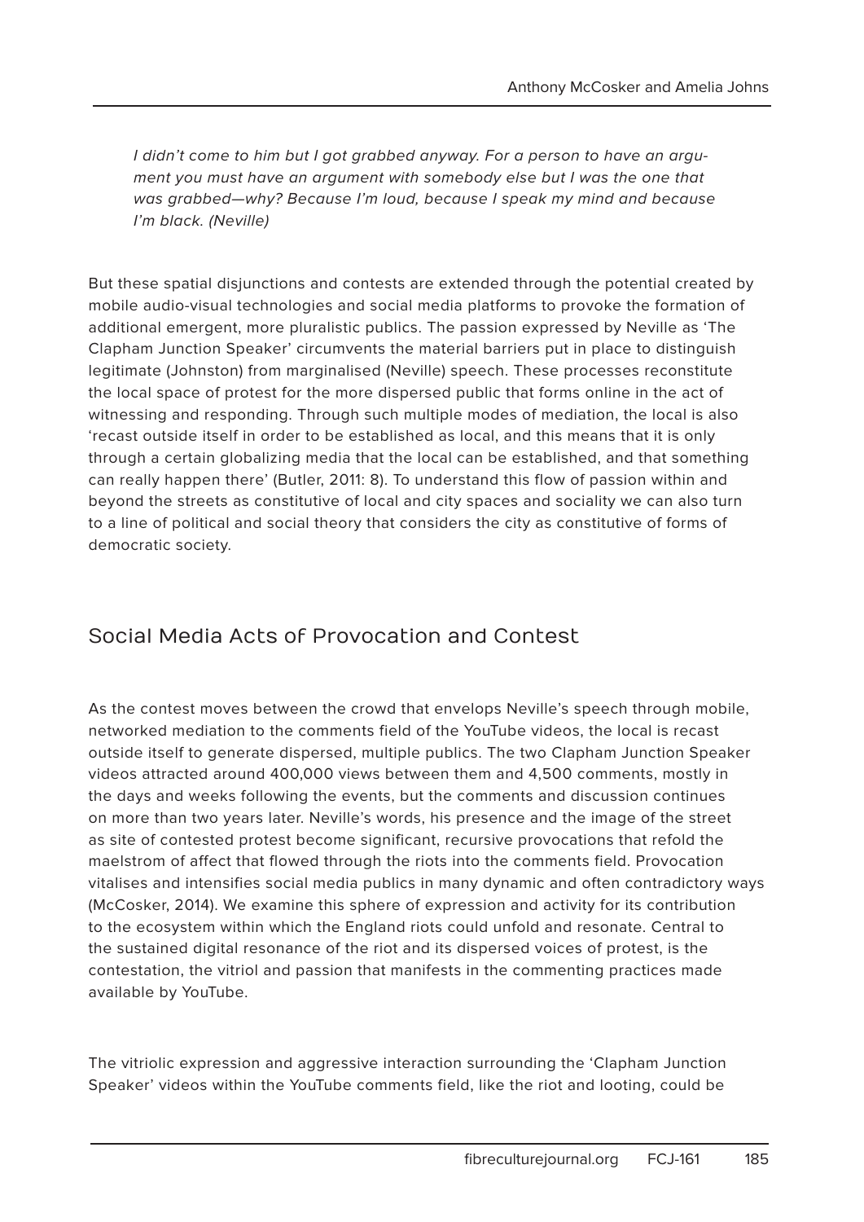*I didn't come to him but I got grabbed anyway. For a person to have an argument you must have an argument with somebody else but I was the one that was grabbed—why? Because I'm loud, because I speak my mind and because I'm black. (Neville)*

But these spatial disjunctions and contests are extended through the potential created by mobile audio-visual technologies and social media platforms to provoke the formation of additional emergent, more pluralistic publics. The passion expressed by Neville as 'The Clapham Junction Speaker' circumvents the material barriers put in place to distinguish legitimate (Johnston) from marginalised (Neville) speech. These processes reconstitute the local space of protest for the more dispersed public that forms online in the act of witnessing and responding. Through such multiple modes of mediation, the local is also 'recast outside itself in order to be established as local, and this means that it is only through a certain globalizing media that the local can be established, and that something can really happen there' (Butler, 2011: 8). To understand this flow of passion within and beyond the streets as constitutive of local and city spaces and sociality we can also turn to a line of political and social theory that considers the city as constitutive of forms of democratic society.

## Social Media Acts of Provocation and Contest

As the contest moves between the crowd that envelops Neville's speech through mobile, networked mediation to the comments field of the YouTube videos, the local is recast outside itself to generate dispersed, multiple publics. The two Clapham Junction Speaker videos attracted around 400,000 views between them and 4,500 comments, mostly in the days and weeks following the events, but the comments and discussion continues on more than two years later. Neville's words, his presence and the image of the street as site of contested protest become significant, recursive provocations that refold the maelstrom of affect that flowed through the riots into the comments field. Provocation vitalises and intensifies social media publics in many dynamic and often contradictory ways (McCosker, 2014). We examine this sphere of expression and activity for its contribution to the ecosystem within which the England riots could unfold and resonate. Central to the sustained digital resonance of the riot and its dispersed voices of protest, is the contestation, the vitriol and passion that manifests in the commenting practices made available by YouTube.

The vitriolic expression and aggressive interaction surrounding the 'Clapham Junction Speaker' videos within the YouTube comments field, like the riot and looting, could be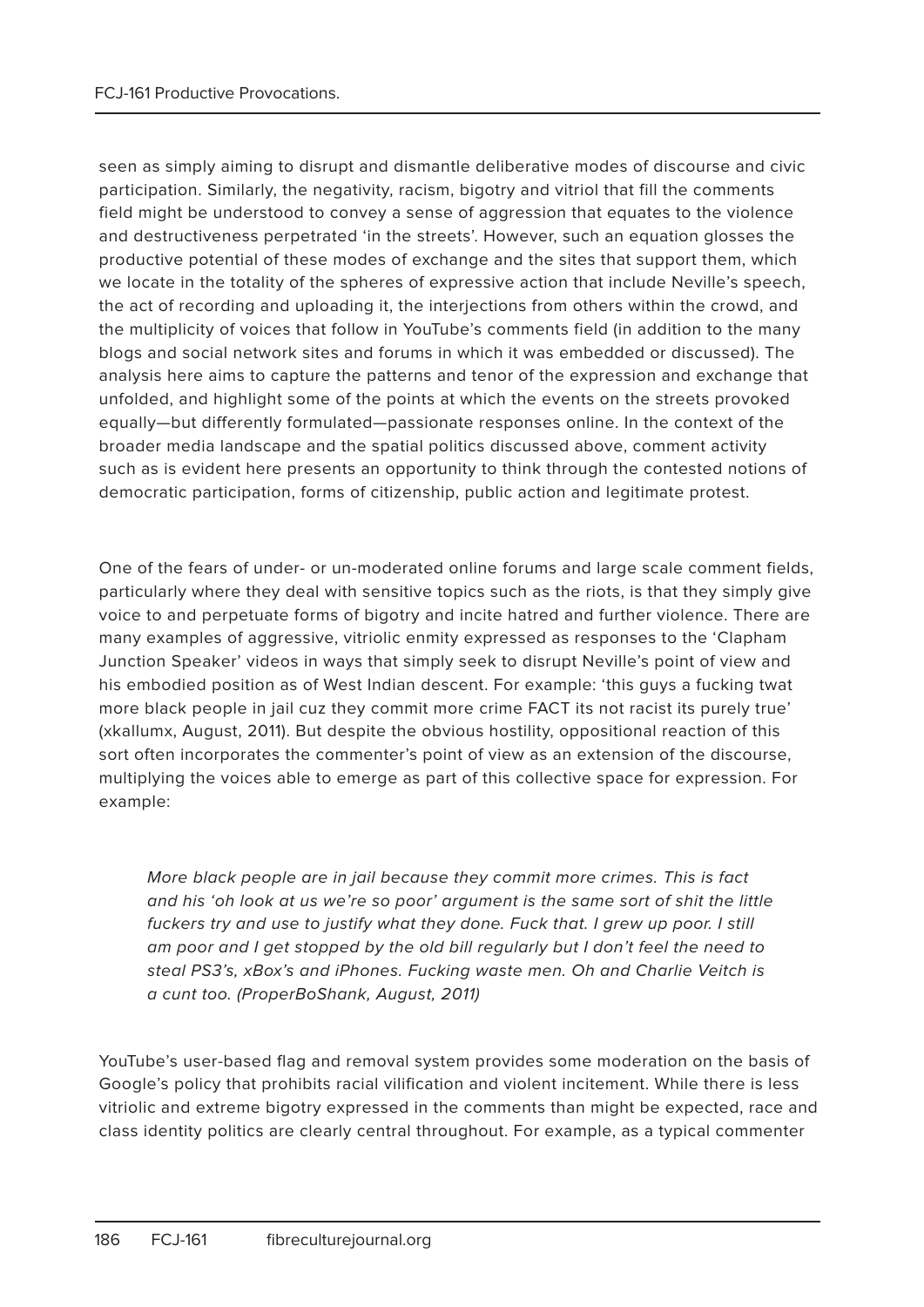seen as simply aiming to disrupt and dismantle deliberative modes of discourse and civic participation. Similarly, the negativity, racism, bigotry and vitriol that fill the comments field might be understood to convey a sense of aggression that equates to the violence and destructiveness perpetrated 'in the streets'. However, such an equation glosses the productive potential of these modes of exchange and the sites that support them, which we locate in the totality of the spheres of expressive action that include Neville's speech, the act of recording and uploading it, the interjections from others within the crowd, and the multiplicity of voices that follow in YouTube's comments field (in addition to the many blogs and social network sites and forums in which it was embedded or discussed). The analysis here aims to capture the patterns and tenor of the expression and exchange that unfolded, and highlight some of the points at which the events on the streets provoked equally—but differently formulated—passionate responses online. In the context of the broader media landscape and the spatial politics discussed above, comment activity such as is evident here presents an opportunity to think through the contested notions of democratic participation, forms of citizenship, public action and legitimate protest.

One of the fears of under- or un-moderated online forums and large scale comment fields, particularly where they deal with sensitive topics such as the riots, is that they simply give voice to and perpetuate forms of bigotry and incite hatred and further violence. There are many examples of aggressive, vitriolic enmity expressed as responses to the 'Clapham Junction Speaker' videos in ways that simply seek to disrupt Neville's point of view and his embodied position as of West Indian descent. For example: 'this guys a fucking twat more black people in jail cuz they commit more crime FACT its not racist its purely true' (xkallumx, August, 2011). But despite the obvious hostility, oppositional reaction of this sort often incorporates the commenter's point of view as an extension of the discourse, multiplying the voices able to emerge as part of this collective space for expression. For example:

> *More black people are in jail because they commit more crimes. This is fact and his 'oh look at us we're so poor' argument is the same sort of shit the little fuckers try and use to justify what they done. Fuck that. I grew up poor. I still am poor and I get stopped by the old bill regularly but I don't feel the need to steal PS3's, xBox's and iPhones. Fucking waste men. Oh and Charlie Veitch is a cunt too. (ProperBoShank, August, 2011)*

YouTube's user-based flag and removal system provides some moderation on the basis of Google's policy that prohibits racial vilification and violent incitement. While there is less vitriolic and extreme bigotry expressed in the comments than might be expected, race and class identity politics are clearly central throughout. For example, as a typical commenter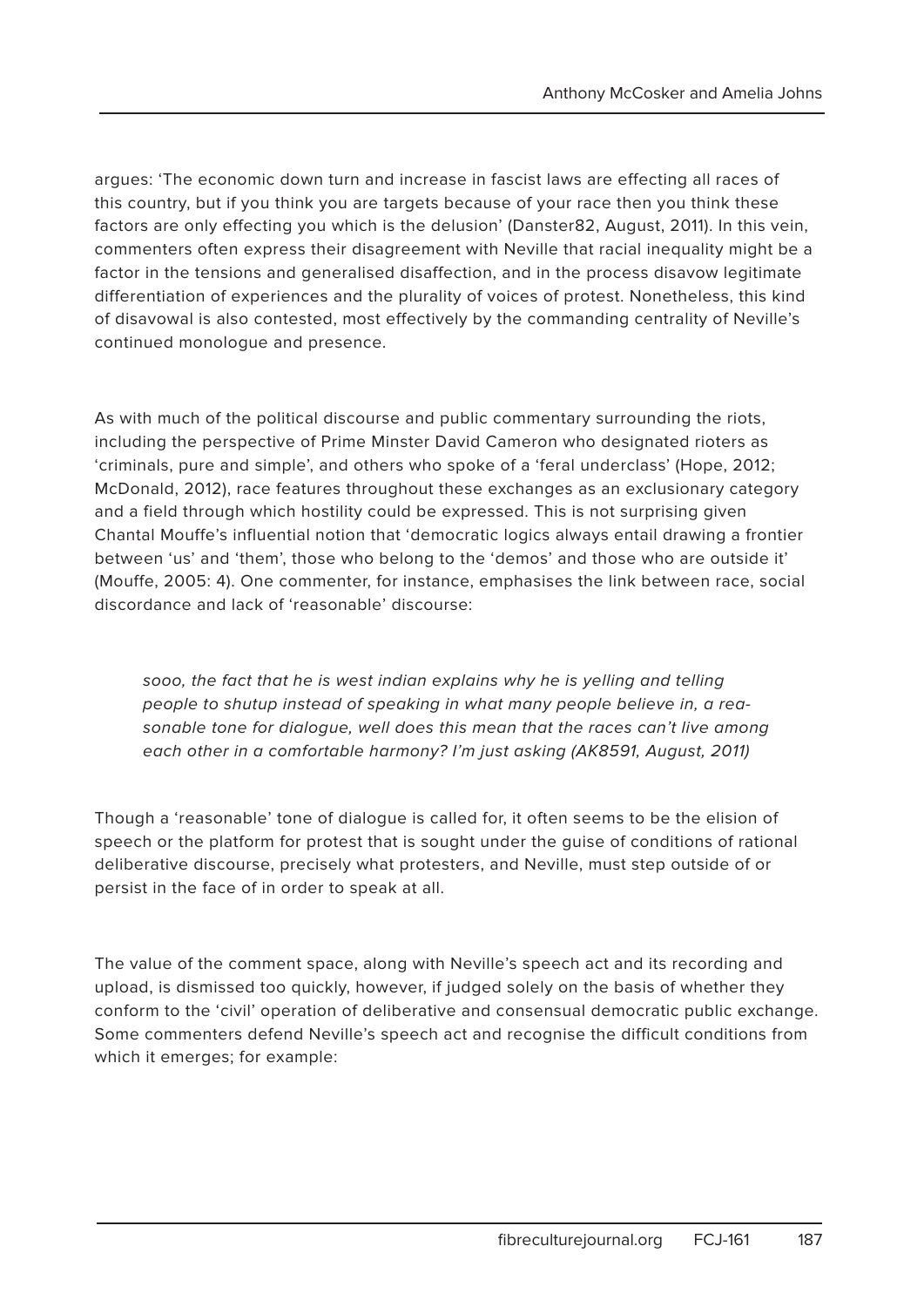argues: 'The economic down turn and increase in fascist laws are effecting all races of this country, but if you think you are targets because of your race then you think these factors are only effecting you which is the delusion' (Danster82, August, 2011). In this vein, commenters often express their disagreement with Neville that racial inequality might be a factor in the tensions and generalised disaffection, and in the process disavow legitimate differentiation of experiences and the plurality of voices of protest. Nonetheless, this kind of disavowal is also contested, most effectively by the commanding centrality of Neville's continued monologue and presence.

As with much of the political discourse and public commentary surrounding the riots, including the perspective of Prime Minster David Cameron who designated rioters as 'criminals, pure and simple', and others who spoke of a 'feral underclass' (Hope, 2012; McDonald, 2012), race features throughout these exchanges as an exclusionary category and a field through which hostility could be expressed. This is not surprising given Chantal Mouffe's influential notion that 'democratic logics always entail drawing a frontier between 'us' and 'them', those who belong to the 'demos' and those who are outside it' (Mouffe, 2005: 4). One commenter, for instance, emphasises the link between race, social discordance and lack of 'reasonable' discourse:

> *sooo, the fact that he is west indian explains why he is yelling and telling people to shutup instead of speaking in what many people believe in, a reasonable tone for dialogue, well does this mean that the races can't live among each other in a comfortable harmony? I'm just asking (AK8591, August, 2011)*

Though a 'reasonable' tone of dialogue is called for, it often seems to be the elision of speech or the platform for protest that is sought under the guise of conditions of rational deliberative discourse, precisely what protesters, and Neville, must step outside of or persist in the face of in order to speak at all.

The value of the comment space, along with Neville's speech act and its recording and upload, is dismissed too quickly, however, if judged solely on the basis of whether they conform to the 'civil' operation of deliberative and consensual democratic public exchange. Some commenters defend Neville's speech act and recognise the difficult conditions from which it emerges; for example: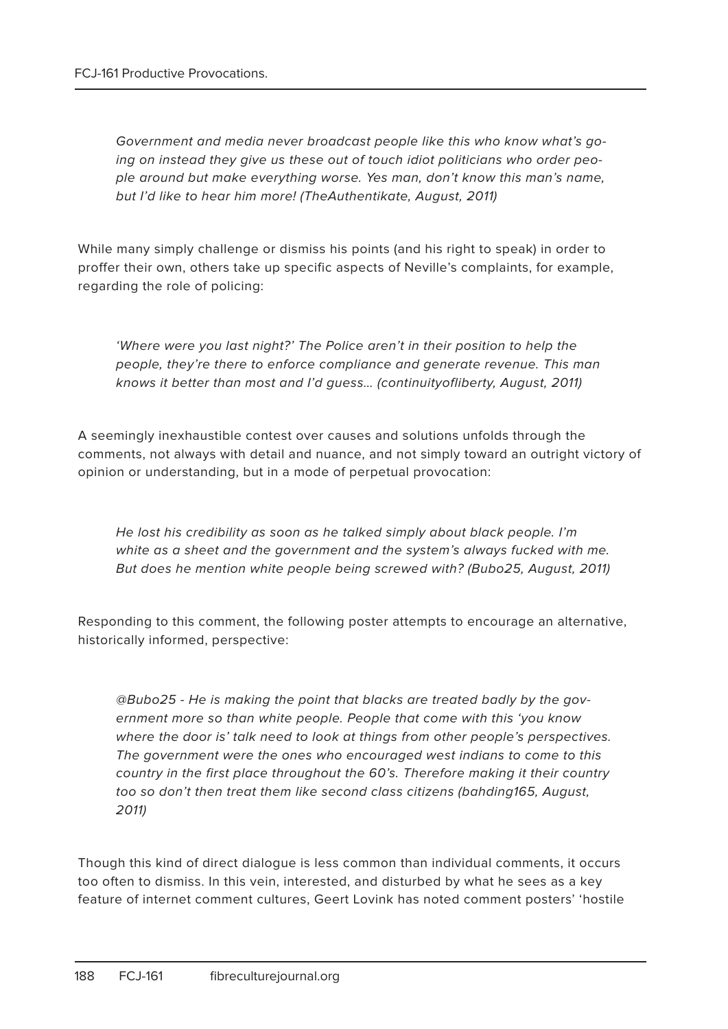*Government and media never broadcast people like this who know what's going on instead they give us these out of touch idiot politicians who order people around but make everything worse. Yes man, don't know this man's name, but I'd like to hear him more! (TheAuthentikate, August, 2011)*

While many simply challenge or dismiss his points (and his right to speak) in order to proffer their own, others take up specific aspects of Neville's complaints, for example, regarding the role of policing:

*'Where were you last night?' The Police aren't in their position to help the people, they're there to enforce compliance and generate revenue. This man knows it better than most and I'd guess… (continuityofliberty, August, 2011)*

A seemingly inexhaustible contest over causes and solutions unfolds through the comments, not always with detail and nuance, and not simply toward an outright victory of opinion or understanding, but in a mode of perpetual provocation:

*He lost his credibility as soon as he talked simply about black people. I'm white as a sheet and the government and the system's always fucked with me. But does he mention white people being screwed with? (Bubo25, August, 2011)*

Responding to this comment, the following poster attempts to encourage an alternative, historically informed, perspective:

*@Bubo25 - He is making the point that blacks are treated badly by the government more so than white people. People that come with this 'you know where the door is' talk need to look at things from other people's perspectives. The government were the ones who encouraged west indians to come to this country in the first place throughout the 60's. Therefore making it their country too so don't then treat them like second class citizens (bahding165, August, 2011)*

Though this kind of direct dialogue is less common than individual comments, it occurs too often to dismiss. In this vein, interested, and disturbed by what he sees as a key feature of internet comment cultures, Geert Lovink has noted comment posters' 'hostile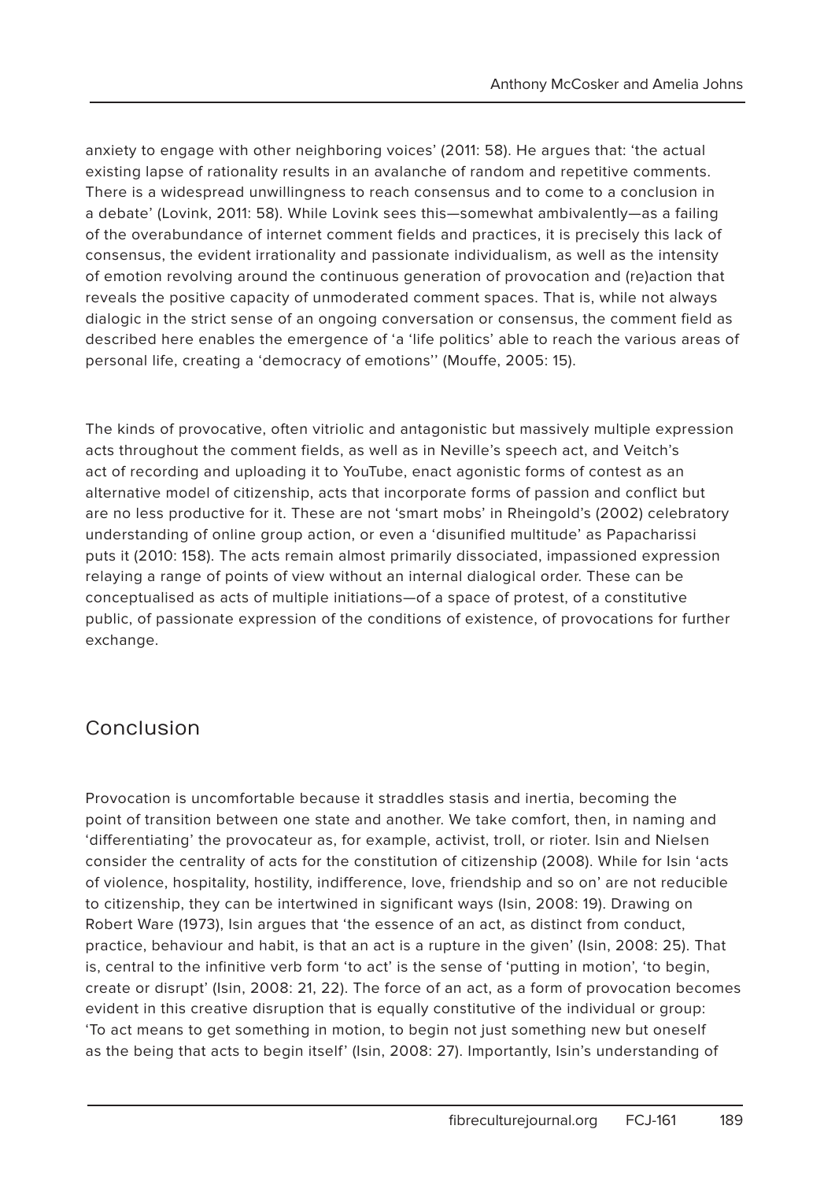anxiety to engage with other neighboring voices' (2011: 58). He argues that: 'the actual existing lapse of rationality results in an avalanche of random and repetitive comments. There is a widespread unwillingness to reach consensus and to come to a conclusion in a debate' (Lovink, 2011: 58). While Lovink sees this—somewhat ambivalently—as a failing of the overabundance of internet comment fields and practices, it is precisely this lack of consensus, the evident irrationality and passionate individualism, as well as the intensity of emotion revolving around the continuous generation of provocation and (re)action that reveals the positive capacity of unmoderated comment spaces. That is, while not always dialogic in the strict sense of an ongoing conversation or consensus, the comment field as described here enables the emergence of 'a 'life politics' able to reach the various areas of personal life, creating a 'democracy of emotions'' (Mouffe, 2005: 15).

The kinds of provocative, often vitriolic and antagonistic but massively multiple expression acts throughout the comment fields, as well as in Neville's speech act, and Veitch's act of recording and uploading it to YouTube, enact agonistic forms of contest as an alternative model of citizenship, acts that incorporate forms of passion and conflict but are no less productive for it. These are not 'smart mobs' in Rheingold's (2002) celebratory understanding of online group action, or even a 'disunified multitude' as Papacharissi puts it (2010: 158). The acts remain almost primarily dissociated, impassioned expression relaying a range of points of view without an internal dialogical order. These can be conceptualised as acts of multiple initiations—of a space of protest, of a constitutive public, of passionate expression of the conditions of existence, of provocations for further exchange.

## Conclusion

Provocation is uncomfortable because it straddles stasis and inertia, becoming the point of transition between one state and another. We take comfort, then, in naming and 'differentiating' the provocateur as, for example, activist, troll, or rioter. Isin and Nielsen consider the centrality of acts for the constitution of citizenship (2008). While for Isin 'acts of violence, hospitality, hostility, indifference, love, friendship and so on' are not reducible to citizenship, they can be intertwined in significant ways (Isin, 2008: 19). Drawing on Robert Ware (1973), Isin argues that 'the essence of an act, as distinct from conduct, practice, behaviour and habit, is that an act is a rupture in the given' (Isin, 2008: 25). That is, central to the infinitive verb form 'to act' is the sense of 'putting in motion', 'to begin, create or disrupt' (Isin, 2008: 21, 22). The force of an act, as a form of provocation becomes evident in this creative disruption that is equally constitutive of the individual or group: 'To act means to get something in motion, to begin not just something new but oneself as the being that acts to begin itself' (Isin, 2008: 27). Importantly, Isin's understanding of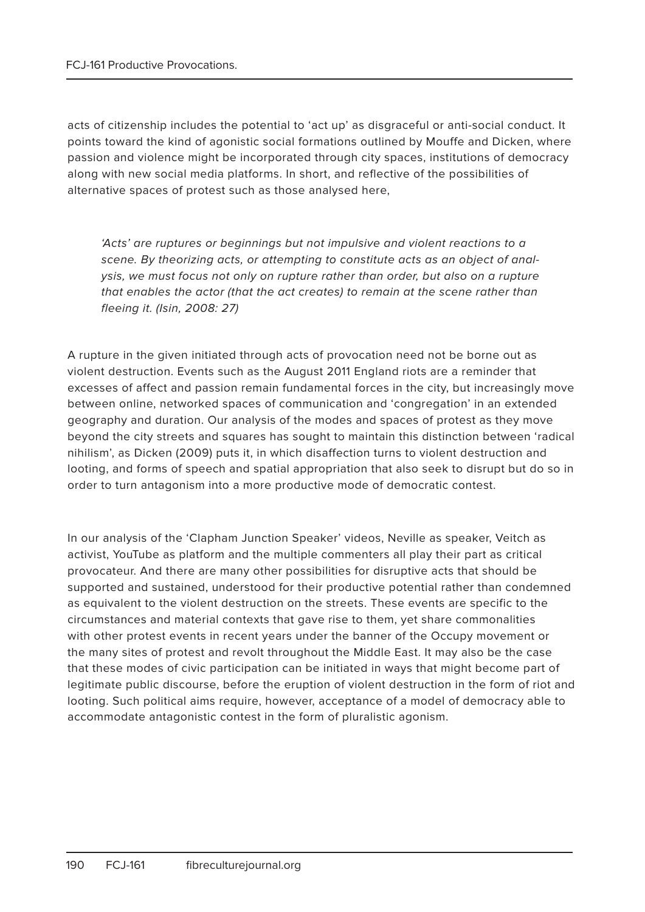acts of citizenship includes the potential to 'act up' as disgraceful or anti-social conduct. It points toward the kind of agonistic social formations outlined by Mouffe and Dicken, where passion and violence might be incorporated through city spaces, institutions of democracy along with new social media platforms. In short, and reflective of the possibilities of alternative spaces of protest such as those analysed here,

> *'Acts' are ruptures or beginnings but not impulsive and violent reactions to a scene. By theorizing acts, or attempting to constitute acts as an object of analysis, we must focus not only on rupture rather than order, but also on a rupture that enables the actor (that the act creates) to remain at the scene rather than fleeing it. (Isin, 2008: 27)*

A rupture in the given initiated through acts of provocation need not be borne out as violent destruction. Events such as the August 2011 England riots are a reminder that excesses of affect and passion remain fundamental forces in the city, but increasingly move between online, networked spaces of communication and 'congregation' in an extended geography and duration. Our analysis of the modes and spaces of protest as they move beyond the city streets and squares has sought to maintain this distinction between 'radical nihilism', as Dicken (2009) puts it, in which disaffection turns to violent destruction and looting, and forms of speech and spatial appropriation that also seek to disrupt but do so in order to turn antagonism into a more productive mode of democratic contest.

In our analysis of the 'Clapham Junction Speaker' videos, Neville as speaker, Veitch as activist, YouTube as platform and the multiple commenters all play their part as critical provocateur. And there are many other possibilities for disruptive acts that should be supported and sustained, understood for their productive potential rather than condemned as equivalent to the violent destruction on the streets. These events are specific to the circumstances and material contexts that gave rise to them, yet share commonalities with other protest events in recent years under the banner of the Occupy movement or the many sites of protest and revolt throughout the Middle East. It may also be the case that these modes of civic participation can be initiated in ways that might become part of legitimate public discourse, before the eruption of violent destruction in the form of riot and looting. Such political aims require, however, acceptance of a model of democracy able to accommodate antagonistic contest in the form of pluralistic agonism.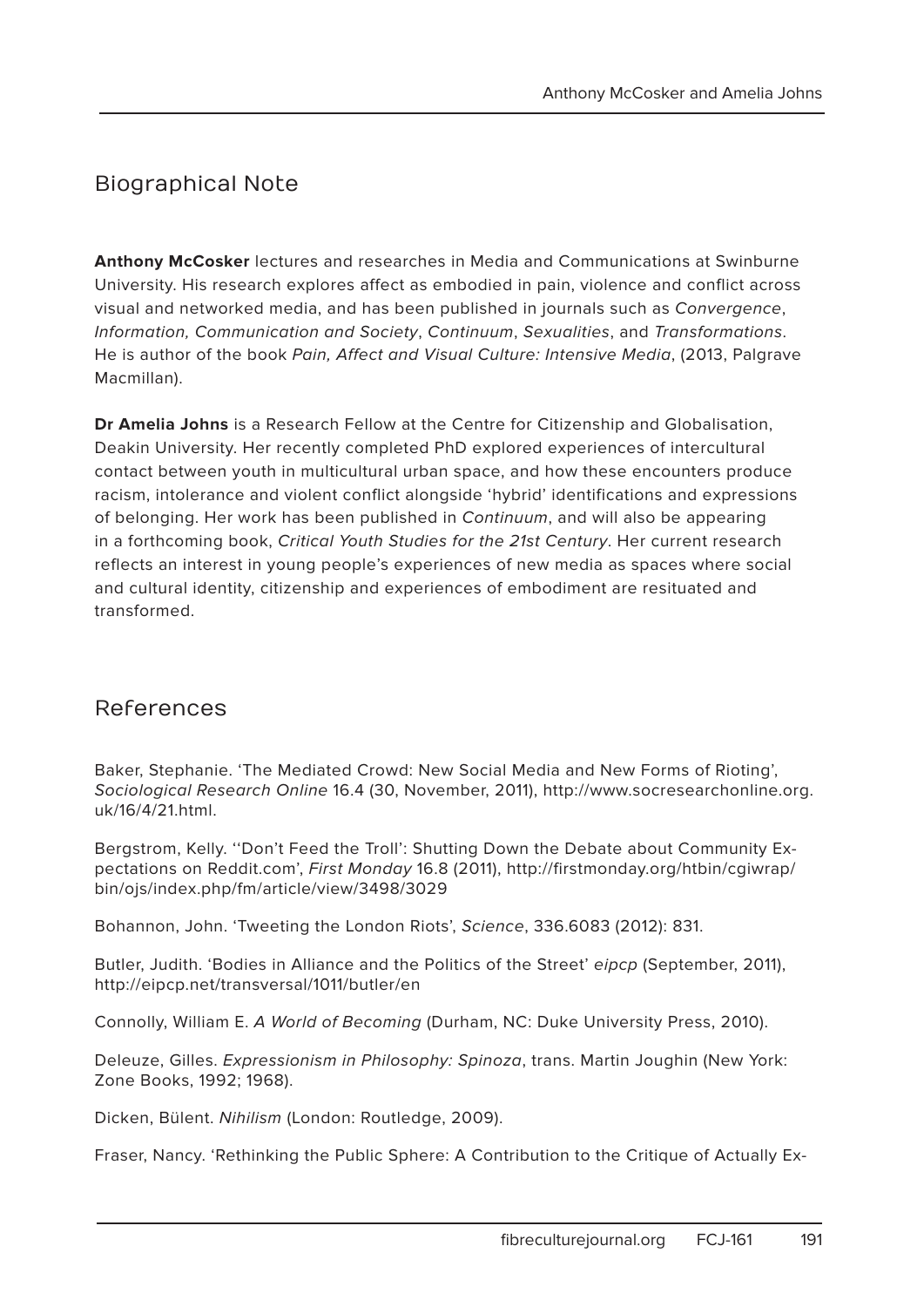## Biographical Note

**Anthony McCosker** lectures and researches in Media and Communications at Swinburne University. His research explores affect as embodied in pain, violence and conflict across visual and networked media, and has been published in journals such as *Convergence*, *Information, Communication and Society*, *Continuum*, *Sexualities*, and *Transformations*. He is author of the book *Pain, Affect and Visual Culture: Intensive Media*, (2013, Palgrave Macmillan).

**Dr Amelia Johns** is a Research Fellow at the Centre for Citizenship and Globalisation, Deakin University. Her recently completed PhD explored experiences of intercultural contact between youth in multicultural urban space, and how these encounters produce racism, intolerance and violent conflict alongside 'hybrid' identifications and expressions of belonging. Her work has been published in *Continuum*, and will also be appearing in a forthcoming book, *Critical Youth Studies for the 21st Century*. Her current research reflects an interest in young people's experiences of new media as spaces where social and cultural identity, citizenship and experiences of embodiment are resituated and transformed.

## References

Baker, Stephanie. 'The Mediated Crowd: New Social Media and New Forms of Rioting', *Sociological Research Online* 16.4 (30, November, 2011), http://www.socresearchonline.org.uk/16/4/21.html.

Bergstrom, Kelly. ''Don't Feed the Troll': Shutting Down the Debate about Community Expectations on Reddit.com', *First Monday* 16.8 (2011), http://firstmonday.org/htbin/cgiwrap/bin/ojs/index.php/fm/article/view/3498/3029

Bohannon, John. 'Tweeting the London Riots', *Science*, 336.6083 (2012): 831.

Butler, Judith. 'Bodies in Alliance and the Politics of the Street' *eipcp* (September, 2011), http://eipcp.net/transversal/1011/butler/en

Connolly, William E. *A World of Becoming* (Durham, NC: Duke University Press, 2010).

Deleuze, Gilles. *Expressionism in Philosophy: Spinoza*, trans. Martin Joughin (New York: Zone Books, 1992; 1968).

Dicken, Bülent. *Nihilism* (London: Routledge, 2009).

Fraser, Nancy. 'Rethinking the Public Sphere: A Contribution to the Critique of Actually Ex-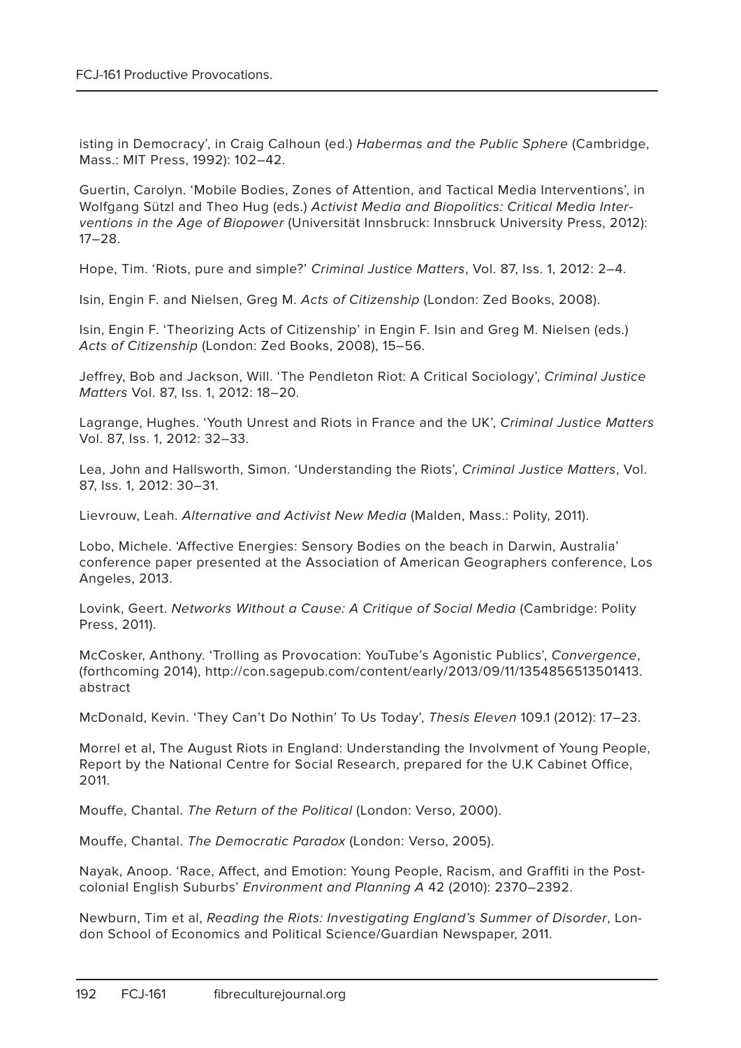isting in Democracy', in Craig Calhoun (ed.) *Habermas and the Public Sphere* (Cambridge, Mass.: MIT Press, 1992): 102–42.

Guertin, Carolyn. 'Mobile Bodies, Zones of Attention, and Tactical Media Interventions', in Wolfgang Sützl and Theo Hug (eds.) *Activist Media and Biopolitics: Critical Media Interventions in the Age of Biopower* (Universität Innsbruck: Innsbruck University Press, 2012): 17–28.

Hope, Tim. 'Riots, pure and simple?' *Criminal Justice Matters*, Vol. 87, Iss. 1, 2012: 2–4.

Isin, Engin F. and Nielsen, Greg M. *Acts of Citizenship* (London: Zed Books, 2008).

Isin, Engin F. 'Theorizing Acts of Citizenship' in Engin F. Isin and Greg M. Nielsen (eds.) *Acts of Citizenship* (London: Zed Books, 2008), 15–56.

Jeffrey, Bob and Jackson, Will. 'The Pendleton Riot: A Critical Sociology', *Criminal Justice Matters* Vol. 87, Iss. 1, 2012: 18–20.

Lagrange, Hughes. 'Youth Unrest and Riots in France and the UK', *Criminal Justice Matters* Vol. 87, Iss. 1, 2012: 32–33.

Lea, John and Hallsworth, Simon. 'Understanding the Riots', *Criminal Justice Matters*, Vol. 87, Iss. 1, 2012: 30–31.

Lievrouw, Leah. *Alternative and Activist New Media* (Malden, Mass.: Polity, 2011).

Lobo, Michele. 'Affective Energies: Sensory Bodies on the beach in Darwin, Australia' conference paper presented at the Association of American Geographers conference, Los Angeles, 2013.

Lovink, Geert. *Networks Without a Cause: A Critique of Social Media* (Cambridge: Polity Press, 2011).

McCosker, Anthony. 'Trolling as Provocation: YouTube's Agonistic Publics', *Convergence*, (forthcoming 2014), http://con.sagepub.com/content/early/2013/09/11/1354856513501413.abstract

McDonald, Kevin. 'They Can't Do Nothin' To Us Today', *Thesis Eleven* 109.1 (2012): 17–23.

Morrel et al, The August Riots in England: Understanding the Involvment of Young People, Report by the National Centre for Social Research, prepared for the U.K Cabinet Office, 2011.

Mouffe, Chantal. *The Return of the Political* (London: Verso, 2000).

Mouffe, Chantal. *The Democratic Paradox* (London: Verso, 2005).

Nayak, Anoop. 'Race, Affect, and Emotion: Young People, Racism, and Graffiti in the Postcolonial English Suburbs' *Environment and Planning A* 42 (2010): 2370–2392.

Newburn, Tim et al, *Reading the Riots: Investigating England's Summer of Disorder*, London School of Economics and Political Science/Guardian Newspaper, 2011.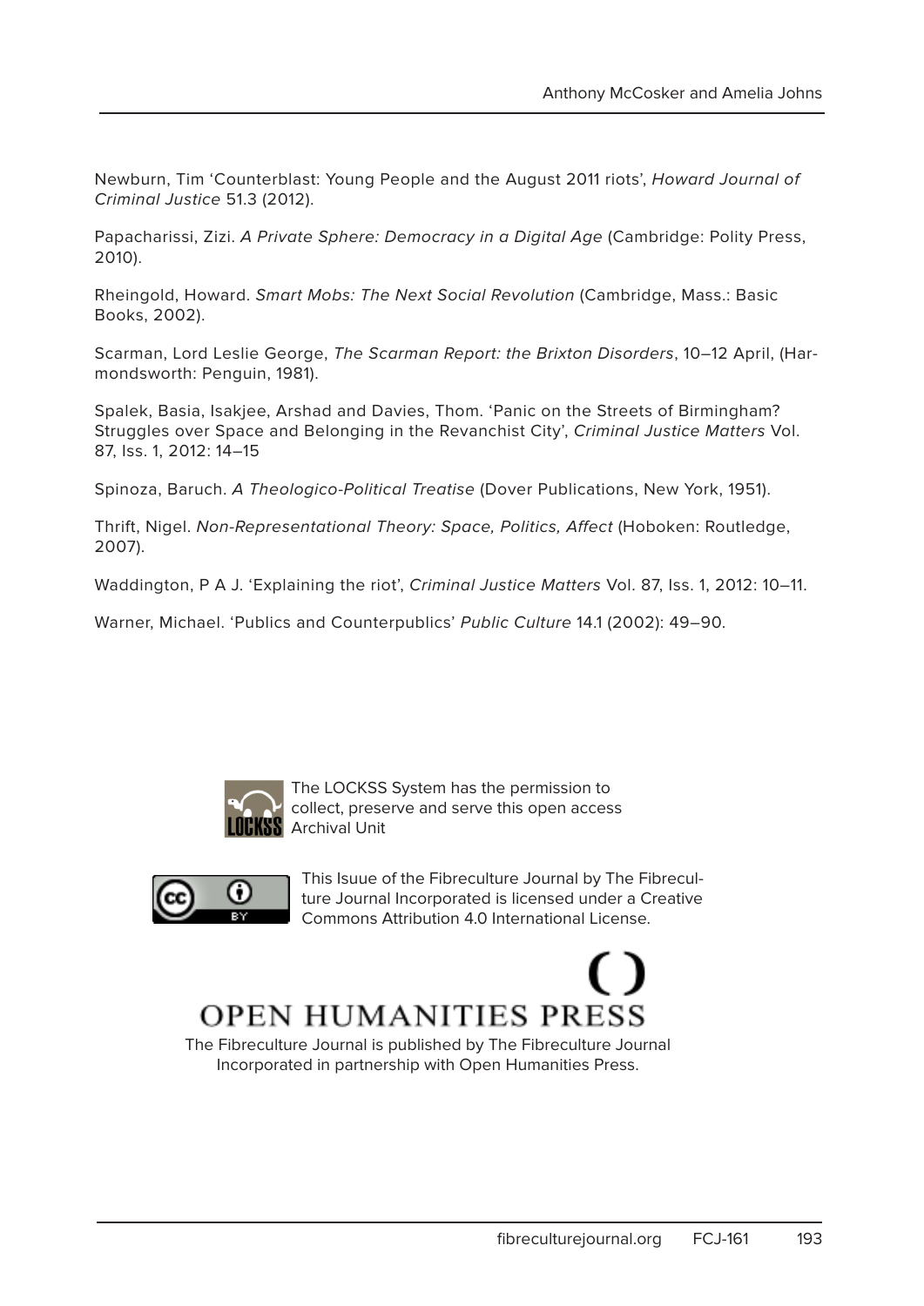Newburn, Tim 'Counterblast: Young People and the August 2011 riots', *Howard Journal of Criminal Justice* 51.3 (2012).

Papacharissi, Zizi. *A Private Sphere: Democracy in a Digital Age* (Cambridge: Polity Press, 2010).

Rheingold, Howard. *Smart Mobs: The Next Social Revolution* (Cambridge, Mass.: Basic Books, 2002).

Scarman, Lord Leslie George, *The Scarman Report: the Brixton Disorders*, 10–12 April, (Harmondsworth: Penguin, 1981).

Spalek, Basia, Isakjee, Arshad and Davies, Thom. 'Panic on the Streets of Birmingham? Struggles over Space and Belonging in the Revanchist City', *Criminal Justice Matters* Vol. 87, Iss. 1, 2012: 14–15

Spinoza, Baruch. *A Theologico-Political Treatise* (Dover Publications, New York, 1951).

Thrift, Nigel. *Non-Representational Theory: Space, Politics, Affect* (Hoboken: Routledge, 2007).

Waddington, P A J. 'Explaining the riot', *Criminal Justice Matters* Vol. 87, Iss. 1, 2012: 10–11.

Warner, Michael. 'Publics and Counterpublics' *Public Culture* 14.1 (2002): 49–90.

The LOCKSS System has the permission to collect, preserve and serve this open access Archival Unit

This Isuue of the Fibreculture Journal by The Fibreculture Journal Incorporated is licensed under a Creative Commons Attribution 4.0 International License.

OPEN HUMANITIES PRESS

The Fibreculture Journal is published by The Fibreculture Journal Incorporated in partnership with Open Humanities Press.